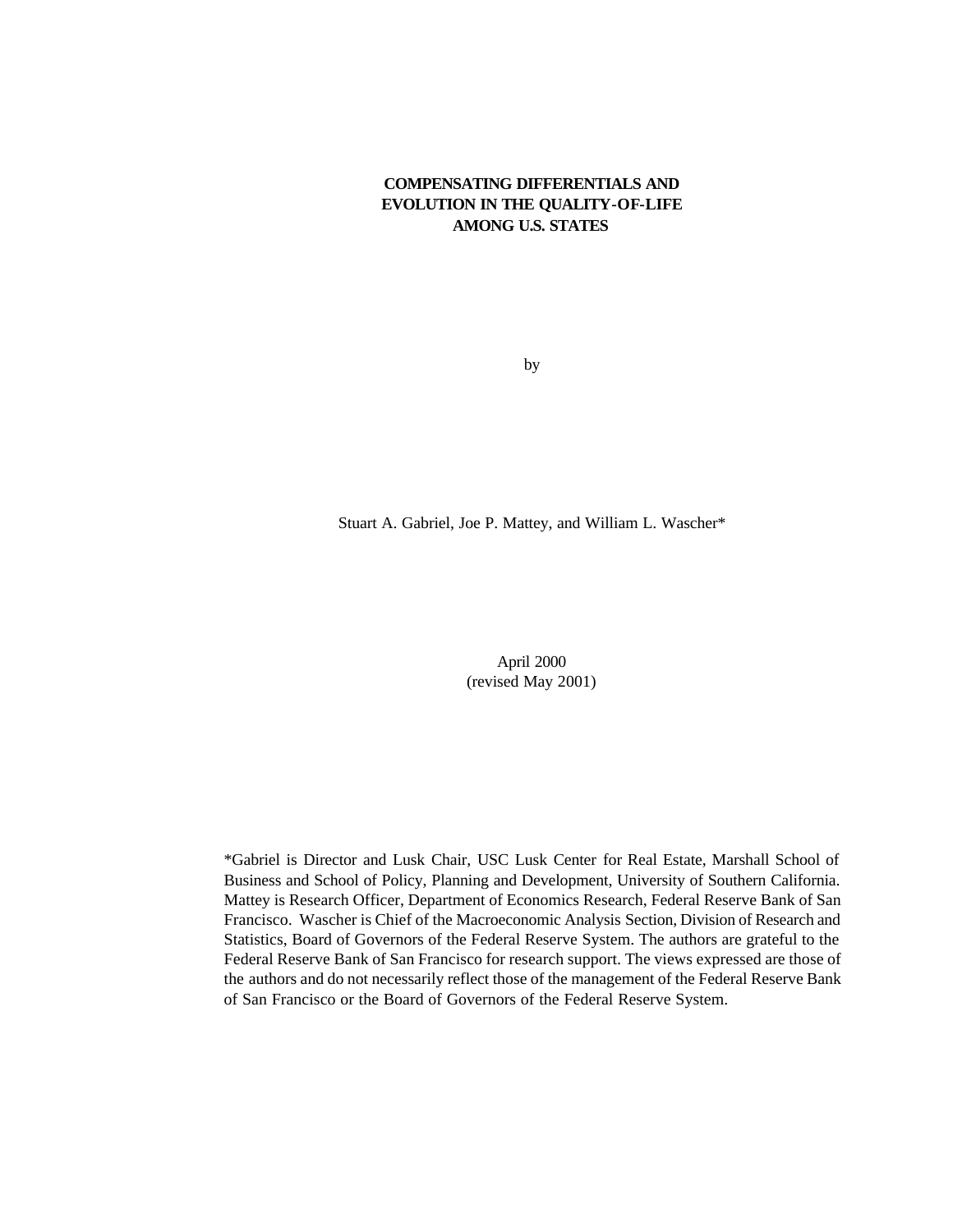# COMPENSATING DIFFERENTIALS AND EVOLUTION IN THE QUALITY-OF-LIFE AMONG U.S. STATES

by

Stuart A. Gabriel, Joe P. Mattey, and William L. Wascher*

April 2000
(revised May 2001)

*Gabriel is Director and Lusk Chair, USC Lusk Center for Real Estate, Marshall School of Business and School of Policy, Planning and Development, University of Southern California. Mattey is Research Officer, Department of Economics Research, Federal Reserve Bank of San Francisco. Wascher is Chief of the Macroeconomic Analysis Section, Division of Research and Statistics, Board of Governors of the Federal Reserve System. The authors are grateful to the Federal Reserve Bank of San Francisco for research support. The views expressed are those of the authors and do not necessarily reflect those of the management of the Federal Reserve Bank of San Francisco or the Board of Governors of the Federal Reserve System.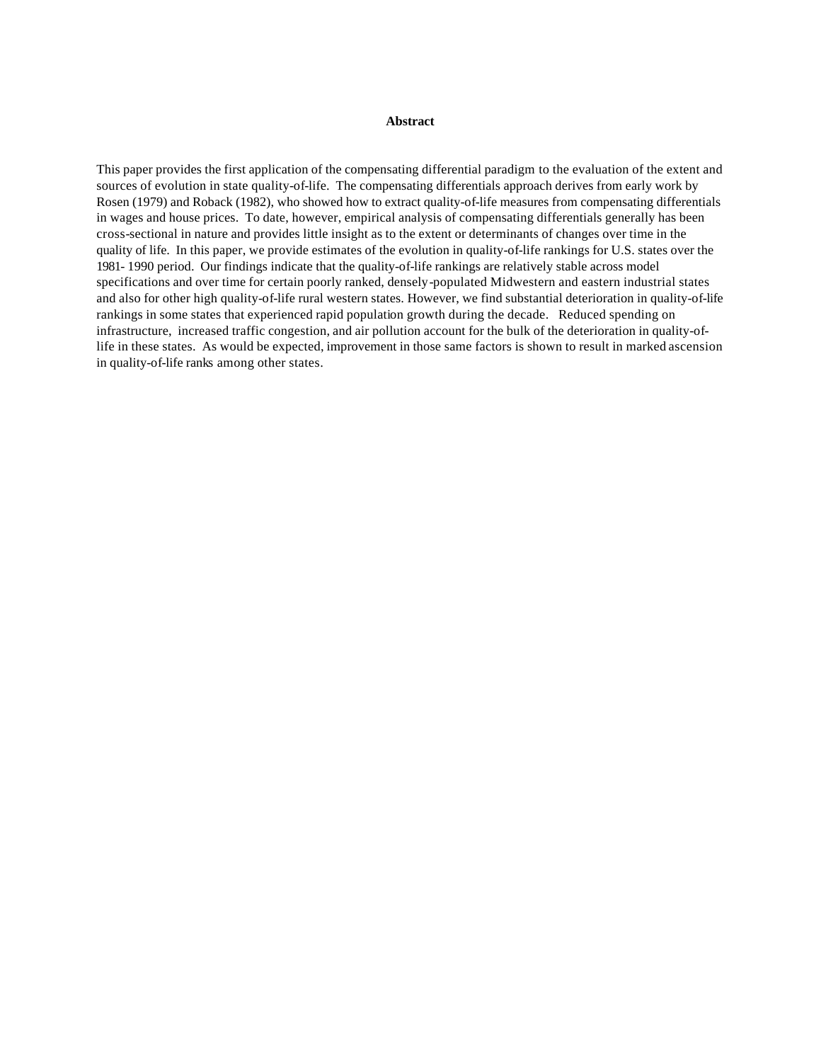## Abstract

This paper provides the first application of the compensating differential paradigm to the evaluation of the extent and sources of evolution in state quality-of-life. The compensating differentials approach derives from early work by Rosen (1979) and Roback (1982), who showed how to extract quality-of-life measures from compensating differentials in wages and house prices. To date, however, empirical analysis of compensating differentials generally has been cross-sectional in nature and provides little insight as to the extent or determinants of changes over time in the quality of life. In this paper, we provide estimates of the evolution in quality-of-life rankings for U.S. states over the 1981- 1990 period. Our findings indicate that the quality-of-life rankings are relatively stable across model specifications and over time for certain poorly ranked, densely-populated Midwestern and eastern industrial states and also for other high quality-of-life rural western states. However, we find substantial deterioration in quality-of-life rankings in some states that experienced rapid population growth during the decade. Reduced spending on infrastructure, increased traffic congestion, and air pollution account for the bulk of the deterioration in quality-of-life in these states. As would be expected, improvement in those same factors is shown to result in marked ascension in quality-of-life ranks among other states.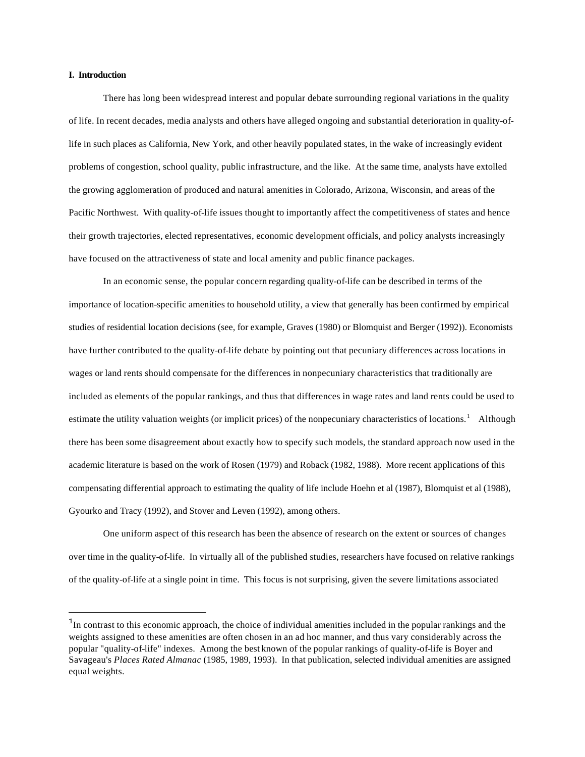## I. Introduction

There has long been widespread interest and popular debate surrounding regional variations in the quality of life. In recent decades, media analysts and others have alleged ongoing and substantial deterioration in quality-of-life in such places as California, New York, and other heavily populated states, in the wake of increasingly evident problems of congestion, school quality, public infrastructure, and the like. At the same time, analysts have extolled the growing agglomeration of produced and natural amenities in Colorado, Arizona, Wisconsin, and areas of the Pacific Northwest. With quality-of-life issues thought to importantly affect the competitiveness of states and hence their growth trajectories, elected representatives, economic development officials, and policy analysts increasingly have focused on the attractiveness of state and local amenity and public finance packages.

In an economic sense, the popular concern regarding quality-of-life can be described in terms of the importance of location-specific amenities to household utility, a view that generally has been confirmed by empirical studies of residential location decisions (see, for example, Graves (1980) or Blomquist and Berger (1992)). Economists have further contributed to the quality-of-life debate by pointing out that pecuniary differences across locations in wages or land rents should compensate for the differences in nonpecuniary characteristics that traditionally are included as elements of the popular rankings, and thus that differences in wage rates and land rents could be used to estimate the utility valuation weights (or implicit prices) of the nonpecuniary characteristics of locations.[1] Although there has been some disagreement about exactly how to specify such models, the standard approach now used in the academic literature is based on the work of Rosen (1979) and Roback (1982, 1988). More recent applications of this compensating differential approach to estimating the quality of life include Hoehn et al (1987), Blomquist et al (1988), Gyourko and Tracy (1992), and Stover and Leven (1992), among others.

One uniform aspect of this research has been the absence of research on the extent or sources of changes over time in the quality-of-life. In virtually all of the published studies, researchers have focused on relative rankings of the quality-of-life at a single point in time. This focus is not surprising, given the severe limitations associated

[1] In contrast to this economic approach, the choice of individual amenities included in the popular rankings and the weights assigned to these amenities are often chosen in an ad hoc manner, and thus vary considerably across the popular "quality-of-life" indexes. Among the best known of the popular rankings of quality-of-life is Boyer and Savageau's *Places Rated Almanac* (1985, 1989, 1993). In that publication, selected individual amenities are assigned equal weights.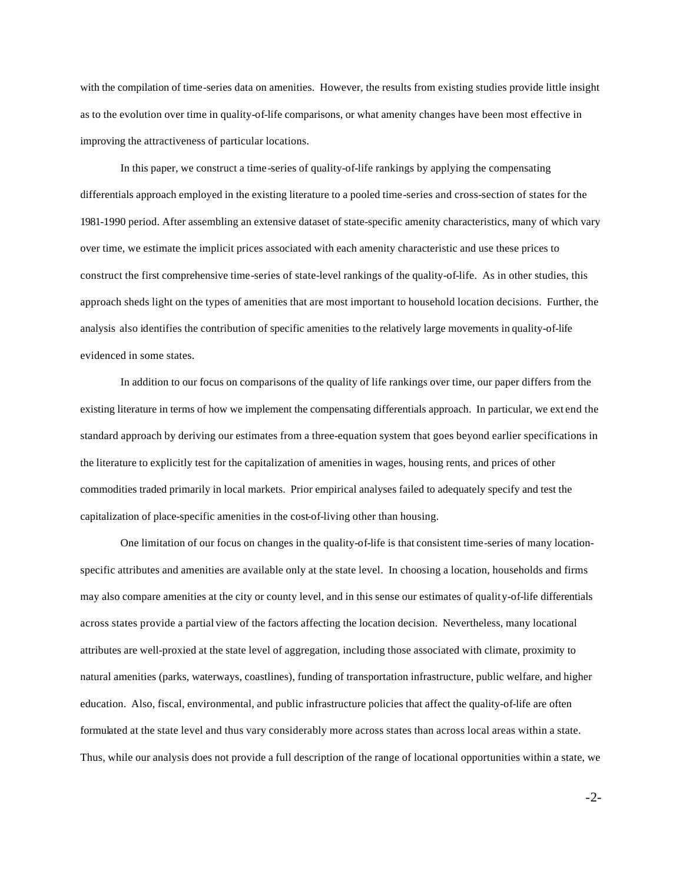with the compilation of time-series data on amenities. However, the results from existing studies provide little insight as to the evolution over time in quality-of-life comparisons, or what amenity changes have been most effective in improving the attractiveness of particular locations.

In this paper, we construct a time-series of quality-of-life rankings by applying the compensating differentials approach employed in the existing literature to a pooled time-series and cross-section of states for the 1981-1990 period. After assembling an extensive dataset of state-specific amenity characteristics, many of which vary over time, we estimate the implicit prices associated with each amenity characteristic and use these prices to construct the first comprehensive time-series of state-level rankings of the quality-of-life. As in other studies, this approach sheds light on the types of amenities that are most important to household location decisions. Further, the analysis also identifies the contribution of specific amenities to the relatively large movements in quality-of-life evidenced in some states.

In addition to our focus on comparisons of the quality of life rankings over time, our paper differs from the existing literature in terms of how we implement the compensating differentials approach. In particular, we extend the standard approach by deriving our estimates from a three-equation system that goes beyond earlier specifications in the literature to explicitly test for the capitalization of amenities in wages, housing rents, and prices of other commodities traded primarily in local markets. Prior empirical analyses failed to adequately specify and test the capitalization of place-specific amenities in the cost-of-living other than housing.

One limitation of our focus on changes in the quality-of-life is that consistent time-series of many location-specific attributes and amenities are available only at the state level. In choosing a location, households and firms may also compare amenities at the city or county level, and in this sense our estimates of quality-of-life differentials across states provide a partial view of the factors affecting the location decision. Nevertheless, many locational attributes are well-proxied at the state level of aggregation, including those associated with climate, proximity to natural amenities (parks, waterways, coastlines), funding of transportation infrastructure, public welfare, and higher education. Also, fiscal, environmental, and public infrastructure policies that affect the quality-of-life are often formulated at the state level and thus vary considerably more across states than across local areas within a state. Thus, while our analysis does not provide a full description of the range of locational opportunities within a state, we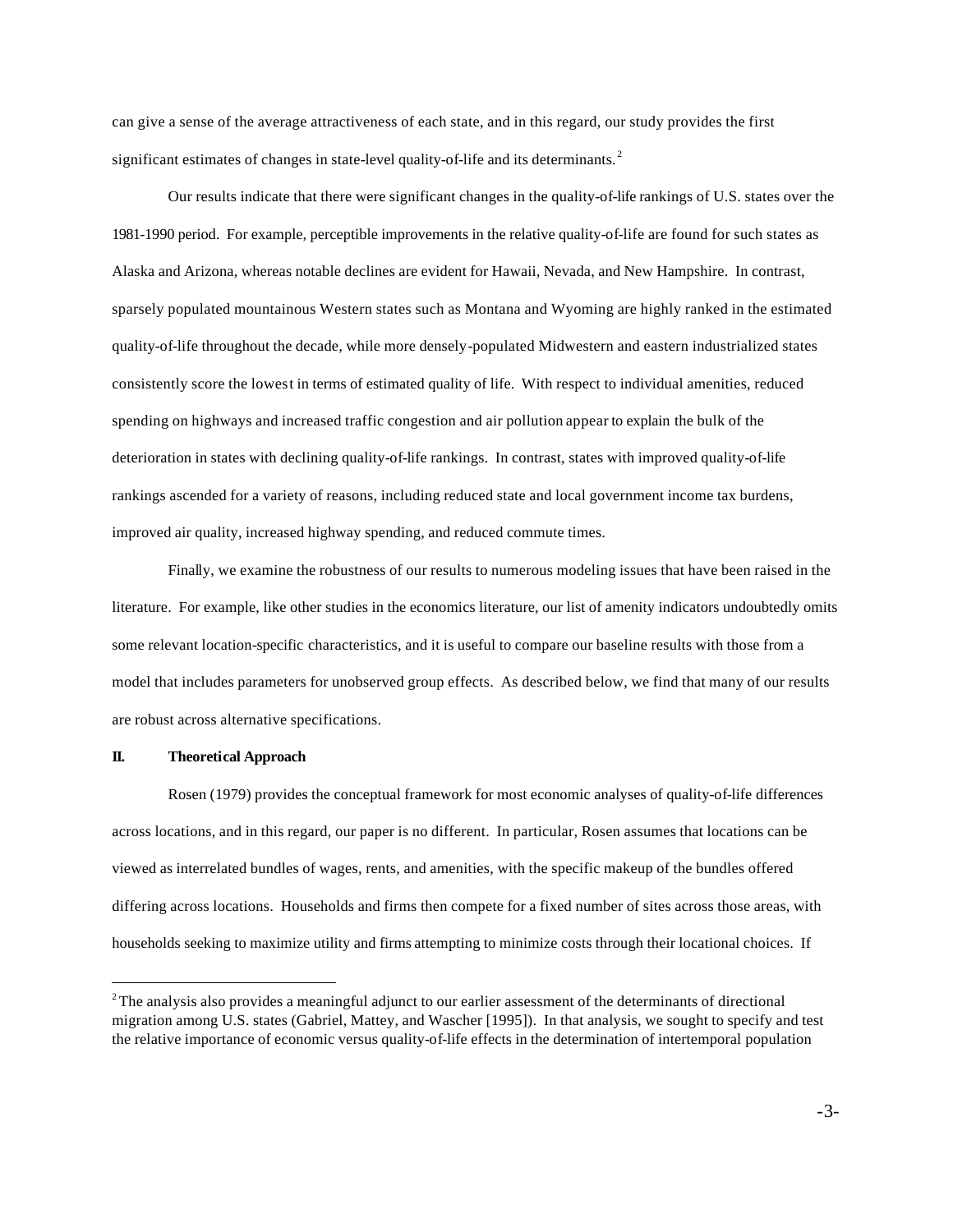can give a sense of the average attractiveness of each state, and in this regard, our study provides the first significant estimates of changes in state-level quality-of-life and its determinants.[2]

Our results indicate that there were significant changes in the quality-of-life rankings of U.S. states over the 1981-1990 period. For example, perceptible improvements in the relative quality-of-life are found for such states as Alaska and Arizona, whereas notable declines are evident for Hawaii, Nevada, and New Hampshire. In contrast, sparsely populated mountainous Western states such as Montana and Wyoming are highly ranked in the estimated quality-of-life throughout the decade, while more densely-populated Midwestern and eastern industrialized states consistently score the lowest in terms of estimated quality of life. With respect to individual amenities, reduced spending on highways and increased traffic congestion and air pollution appear to explain the bulk of the deterioration in states with declining quality-of-life rankings. In contrast, states with improved quality-of-life rankings ascended for a variety of reasons, including reduced state and local government income tax burdens, improved air quality, increased highway spending, and reduced commute times.

Finally, we examine the robustness of our results to numerous modeling issues that have been raised in the literature. For example, like other studies in the economics literature, our list of amenity indicators undoubtedly omits some relevant location-specific characteristics, and it is useful to compare our baseline results with those from a model that includes parameters for unobserved group effects. As described below, we find that many of our results are robust across alternative specifications.

## II. Theoretical Approach

Rosen (1979) provides the conceptual framework for most economic analyses of quality-of-life differences across locations, and in this regard, our paper is no different. In particular, Rosen assumes that locations can be viewed as interrelated bundles of wages, rents, and amenities, with the specific makeup of the bundles offered differing across locations. Households and firms then compete for a fixed number of sites across those areas, with households seeking to maximize utility and firms attempting to minimize costs through their locational choices. If

[2] The analysis also provides a meaningful adjunct to our earlier assessment of the determinants of directional migration among U.S. states (Gabriel, Mattey, and Wascher [1995]). In that analysis, we sought to specify and test the relative importance of economic versus quality-of-life effects in the determination of intertemporal population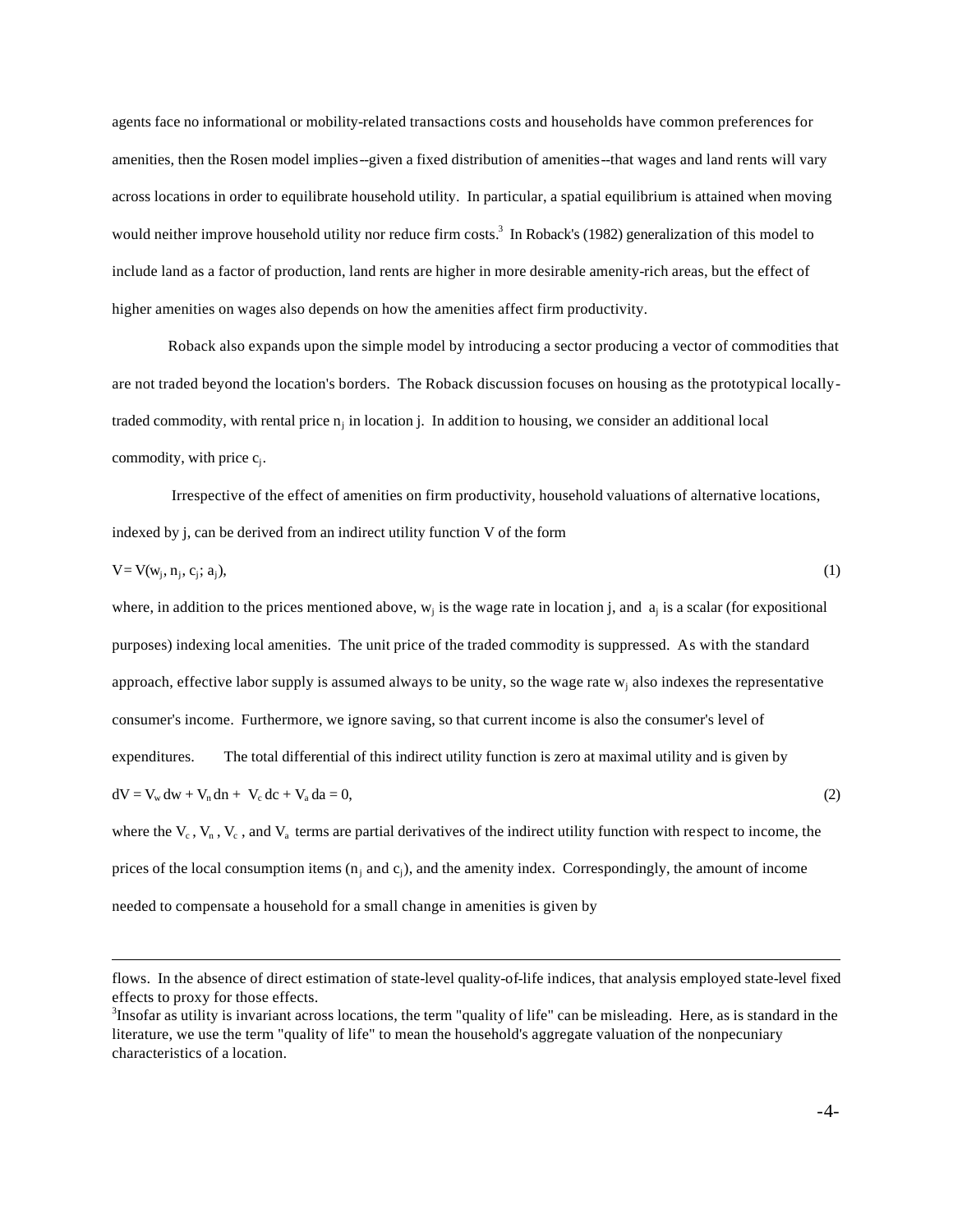agents face no informational or mobility-related transactions costs and households have common preferences for amenities, then the Rosen model implies--given a fixed distribution of amenities--that wages and land rents will vary across locations in order to equilibrate household utility. In particular, a spatial equilibrium is attained when moving would neither improve household utility nor reduce firm costs.[3] In Roback's (1982) generalization of this model to include land as a factor of production, land rents are higher in more desirable amenity-rich areas, but the effect of higher amenities on wages also depends on how the amenities affect firm productivity.

Roback also expands upon the simple model by introducing a sector producing a vector of commodities that are not traded beyond the location's borders. The Roback discussion focuses on housing as the prototypical locally-traded commodity, with rental price $n_j$ in location j. In addition to housing, we consider an additional local commodity, with price $c_j$.

Irrespective of the effect of amenities on firm productivity, household valuations of alternative locations, indexed by j, can be derived from an indirect utility function V of the form

$$V = V(w_j, n_j, c_j; a_j), \tag{1}$$

where, in addition to the prices mentioned above, $w_j$ is the wage rate in location j, and $a_j$ is a scalar (for expositional purposes) indexing local amenities. The unit price of the traded commodity is suppressed. As with the standard approach, effective labor supply is assumed always to be unity, so the wage rate $w_j$ also indexes the representative consumer's income. Furthermore, we ignore saving, so that current income is also the consumer's level of expenditures. The total differential of this indirect utility function is zero at maximal utility and is given by

$$dV = V_w\, dw + V_n\, dn + V_c\, dc + V_a\, da = 0, \tag{2}$$

where the $V_c$, $V_n$, $V_c$, and $V_a$ terms are partial derivatives of the indirect utility function with respect to income, the prices of the local consumption items ($n_j$ and $c_j$), and the amenity index. Correspondingly, the amount of income needed to compensate a household for a small change in amenities is given by

---

flows. In the absence of direct estimation of state-level quality-of-life indices, that analysis employed state-level fixed effects to proxy for those effects.

[3] Insofar as utility is invariant across locations, the term "quality of life" can be misleading. Here, as is standard in the literature, we use the term "quality of life" to mean the household's aggregate valuation of the nonpecuniary characteristics of a location.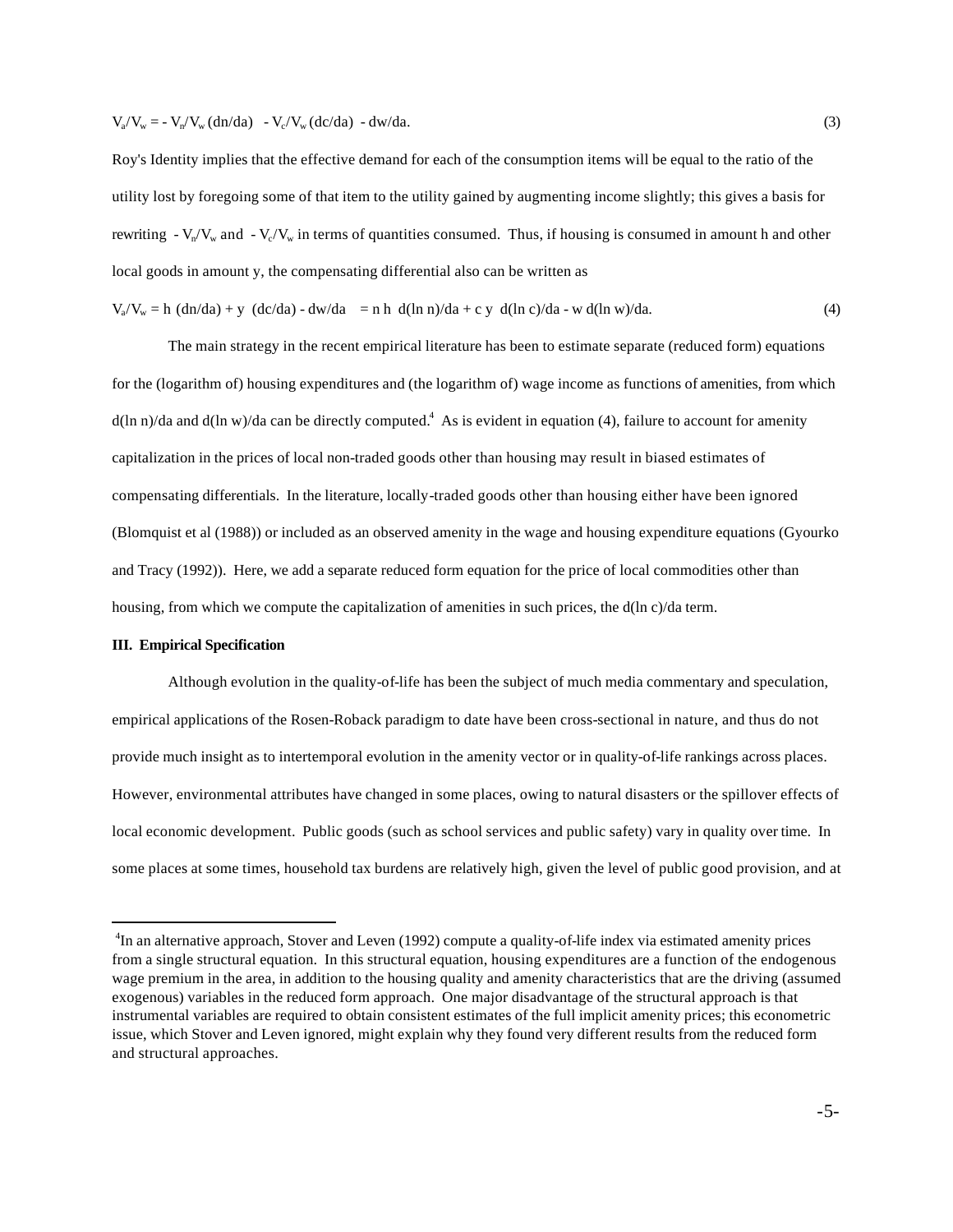$$V_a/V_w = - V_n/V_w\,(dn/da) \;\; - V_c/V_w\,(dc/da) \;\; - dw/da. \tag{3}$$

Roy's Identity implies that the effective demand for each of the consumption items will be equal to the ratio of the utility lost by foregoing some of that item to the utility gained by augmenting income slightly; this gives a basis for rewriting $-V_n/V_w$ and $-V_c/V_w$ in terms of quantities consumed. Thus, if housing is consumed in amount h and other local goods in amount y, the compensating differential also can be written as

$$V_a/V_w = h\,(dn/da) + y\,(dc/da) - dw/da \;\; = n\,h\,\,d(\ln n)/da + c\,y\,\,d(\ln c)/da - w\,d(\ln w)/da. \tag{4}$$

The main strategy in the recent empirical literature has been to estimate separate (reduced form) equations for the (logarithm of) housing expenditures and (the logarithm of) wage income as functions of amenities, from which $d(\ln n)/da$ and $d(\ln w)/da$ can be directly computed.[4] As is evident in equation (4), failure to account for amenity capitalization in the prices of local non-traded goods other than housing may result in biased estimates of compensating differentials. In the literature, locally-traded goods other than housing either have been ignored (Blomquist et al (1988)) or included as an observed amenity in the wage and housing expenditure equations (Gyourko and Tracy (1992)). Here, we add a separate reduced form equation for the price of local commodities other than housing, from which we compute the capitalization of amenities in such prices, the $d(\ln c)/da$ term.

### III. Empirical Specification

Although evolution in the quality-of-life has been the subject of much media commentary and speculation, empirical applications of the Rosen-Roback paradigm to date have been cross-sectional in nature, and thus do not provide much insight as to intertemporal evolution in the amenity vector or in quality-of-life rankings across places. However, environmental attributes have changed in some places, owing to natural disasters or the spillover effects of local economic development. Public goods (such as school services and public safety) vary in quality over time. In some places at some times, household tax burdens are relatively high, given the level of public good provision, and at

---

[4] In an alternative approach, Stover and Leven (1992) compute a quality-of-life index via estimated amenity prices from a single structural equation. In this structural equation, housing expenditures are a function of the endogenous wage premium in the area, in addition to the housing quality and amenity characteristics that are the driving (assumed exogenous) variables in the reduced form approach. One major disadvantage of the structural approach is that instrumental variables are required to obtain consistent estimates of the full implicit amenity prices; this econometric issue, which Stover and Leven ignored, might explain why they found very different results from the reduced form and structural approaches.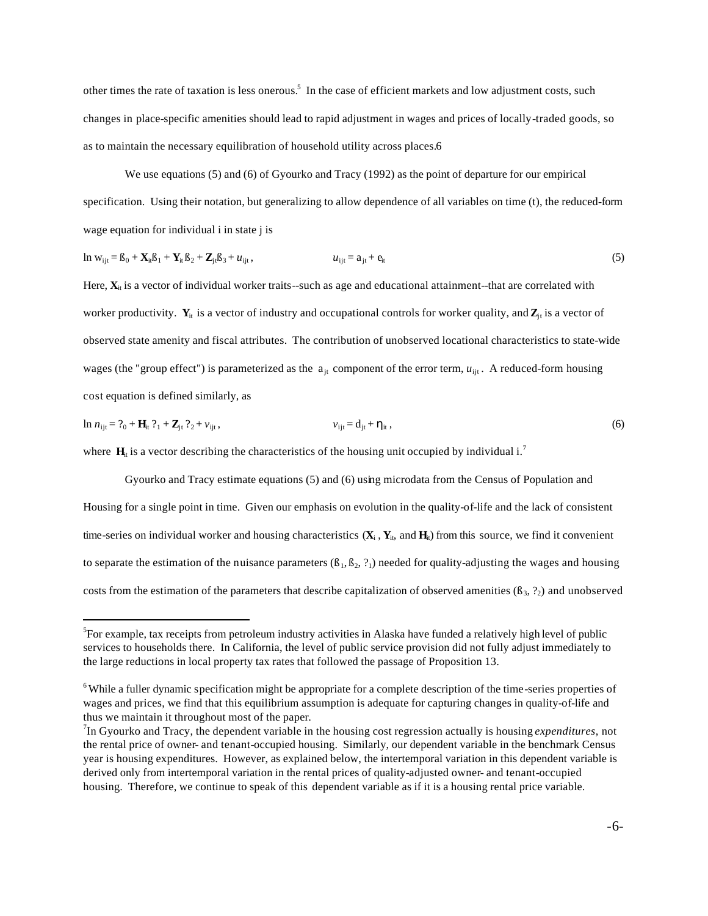other times the rate of taxation is less onerous.[5] In the case of efficient markets and low adjustment costs, such changes in place-specific amenities should lead to rapid adjustment in wages and prices of locally-traded goods, so as to maintain the necessary equilibration of household utility across places.[6]

We use equations (5) and (6) of Gyourko and Tracy (1992) as the point of departure for our empirical specification. Using their notation, but generalizing to allow dependence of all variables on time (t), the reduced-form wage equation for individual i in state j is

$$\ln w_{ijt} = ß_0 + \mathbf{X}_{it}ß_1 + \mathbf{Y}_{it}ß_2 + \mathbf{Z}_{jt}ß_3 + u_{ijt}, \qquad u_{ijt} = a_{jt} + e_{it} \tag{5}$$

Here, $\mathbf{X}_{it}$ is a vector of individual worker traits--such as age and educational attainment--that are correlated with worker productivity. $\mathbf{Y}_{it}$ is a vector of industry and occupational controls for worker quality, and $\mathbf{Z}_{jt}$ is a vector of observed state amenity and fiscal attributes. The contribution of unobserved locational characteristics to state-wide wages (the "group effect") is parameterized as the $a_{jt}$ component of the error term, $u_{ijt}$. A reduced-form housing cost equation is defined similarly, as

$$\ln n_{ijt} = ?_0 + \mathbf{H}_{it}\,?_1 + \mathbf{Z}_{jt}\,?_2 + v_{ijt}, \qquad v_{ijt} = d_{jt} + \eta_{it}, \tag{6}$$

where $\mathbf{H}_{it}$ is a vector describing the characteristics of the housing unit occupied by individual i.[7]

Gyourko and Tracy estimate equations (5) and (6) using microdata from the Census of Population and Housing for a single point in time. Given our emphasis on evolution in the quality-of-life and the lack of consistent time-series on individual worker and housing characteristics ($\mathbf{X}_i$, $\mathbf{Y}_{it}$, and $\mathbf{H}_{it}$) from this source, we find it convenient to separate the estimation of the nuisance parameters ($ß_1, ß_2, ?_1$) needed for quality-adjusting the wages and housing costs from the estimation of the parameters that describe capitalization of observed amenities ($ß_3, ?_2$) and unobserved

---

[5] For example, tax receipts from petroleum industry activities in Alaska have funded a relatively high level of public services to households there. In California, the level of public service provision did not fully adjust immediately to the large reductions in local property tax rates that followed the passage of Proposition 13.

[6] While a fuller dynamic specification might be appropriate for a complete description of the time-series properties of wages and prices, we find that this equilibrium assumption is adequate for capturing changes in quality-of-life and thus we maintain it throughout most of the paper.

[7] In Gyourko and Tracy, the dependent variable in the housing cost regression actually is housing *expenditures*, not the rental price of owner- and tenant-occupied housing. Similarly, our dependent variable in the benchmark Census year is housing expenditures. However, as explained below, the intertemporal variation in this dependent variable is derived only from intertemporal variation in the rental prices of quality-adjusted owner- and tenant-occupied housing. Therefore, we continue to speak of this dependent variable as if it is a housing rental price variable.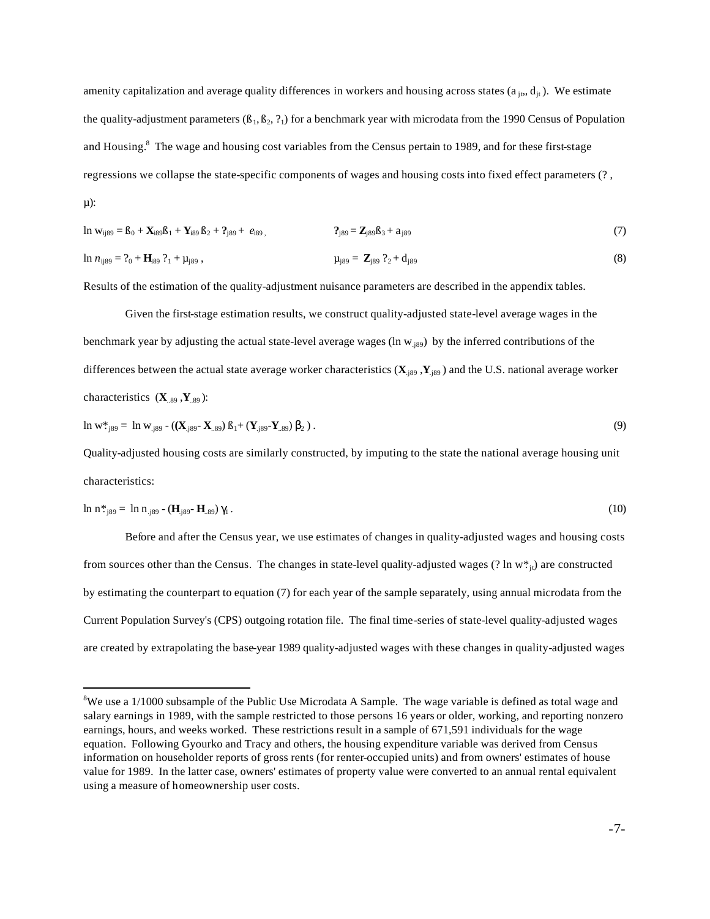amenity capitalization and average quality differences in workers and housing across states ($a_{jt}$, $d_{jt}$). We estimate the quality-adjustment parameters ($ß_1$, $ß_2$, $?_1$) for a benchmark year with microdata from the 1990 Census of Population and Housing.[8] The wage and housing cost variables from the Census pertain to 1989, and for these first-stage regressions we collapse the state-specific components of wages and housing costs into fixed effect parameters (? , µ):

$$\ln w_{ij89} = ß_0 + \mathbf{X}_{i89}ß_1 + \mathbf{Y}_{i89}ß_2 + \mathbf{?}_{j89} + e_{i89}, \qquad \mathbf{?}_{j89} = \mathbf{Z}_{j89}ß_3 + a_{j89} \tag{7}$$

$$\ln n_{ij89} = ?_0 + \mathbf{H}_{i89}\,?_1 + \mu_{j89}, \qquad \mu_{j89} = \mathbf{Z}_{j89}\,?_2 + d_{j89} \tag{8}$$

Results of the estimation of the quality-adjustment nuisance parameters are described in the appendix tables.

Given the first-stage estimation results, we construct quality-adjusted state-level average wages in the benchmark year by adjusting the actual state-level average wages ($\ln w_{.j89}$) by the inferred contributions of the differences between the actual state average worker characteristics ($\mathbf{X}_{.j89}$, $\mathbf{Y}_{.j89}$) and the U.S. national average worker characteristics ($\mathbf{X}_{..89}$, $\mathbf{Y}_{..89}$):

$$\ln w^*_{.j89} = \ln w_{.j89} - ((\mathbf{X}_{.j89} - \mathbf{X}_{..89})\,ß_1 + (\mathbf{Y}_{.j89} - \mathbf{Y}_{..89})\,\beta_2). \tag{9}$$

Quality-adjusted housing costs are similarly constructed, by imputing to the state the national average housing unit characteristics:

$$\ln n^*_{.j89} = \ln n_{.j89} - (\mathbf{H}_{.j89} - \mathbf{H}_{..89})\,\gamma_1. \tag{10}$$

Before and after the Census year, we use estimates of changes in quality-adjusted wages and housing costs from sources other than the Census. The changes in state-level quality-adjusted wages ($? \ln w^*_{.jt}$) are constructed by estimating the counterpart to equation (7) for each year of the sample separately, using annual microdata from the Current Population Survey's (CPS) outgoing rotation file. The final time-series of state-level quality-adjusted wages are created by extrapolating the base-year 1989 quality-adjusted wages with these changes in quality-adjusted wages

---

[8] We use a 1/1000 subsample of the Public Use Microdata A Sample. The wage variable is defined as total wage and salary earnings in 1989, with the sample restricted to those persons 16 years or older, working, and reporting nonzero earnings, hours, and weeks worked. These restrictions result in a sample of 671,591 individuals for the wage equation. Following Gyourko and Tracy and others, the housing expenditure variable was derived from Census information on householder reports of gross rents (for renter-occupied units) and from owners' estimates of house value for 1989. In the latter case, owners' estimates of property value were converted to an annual rental equivalent using a measure of homeownership user costs.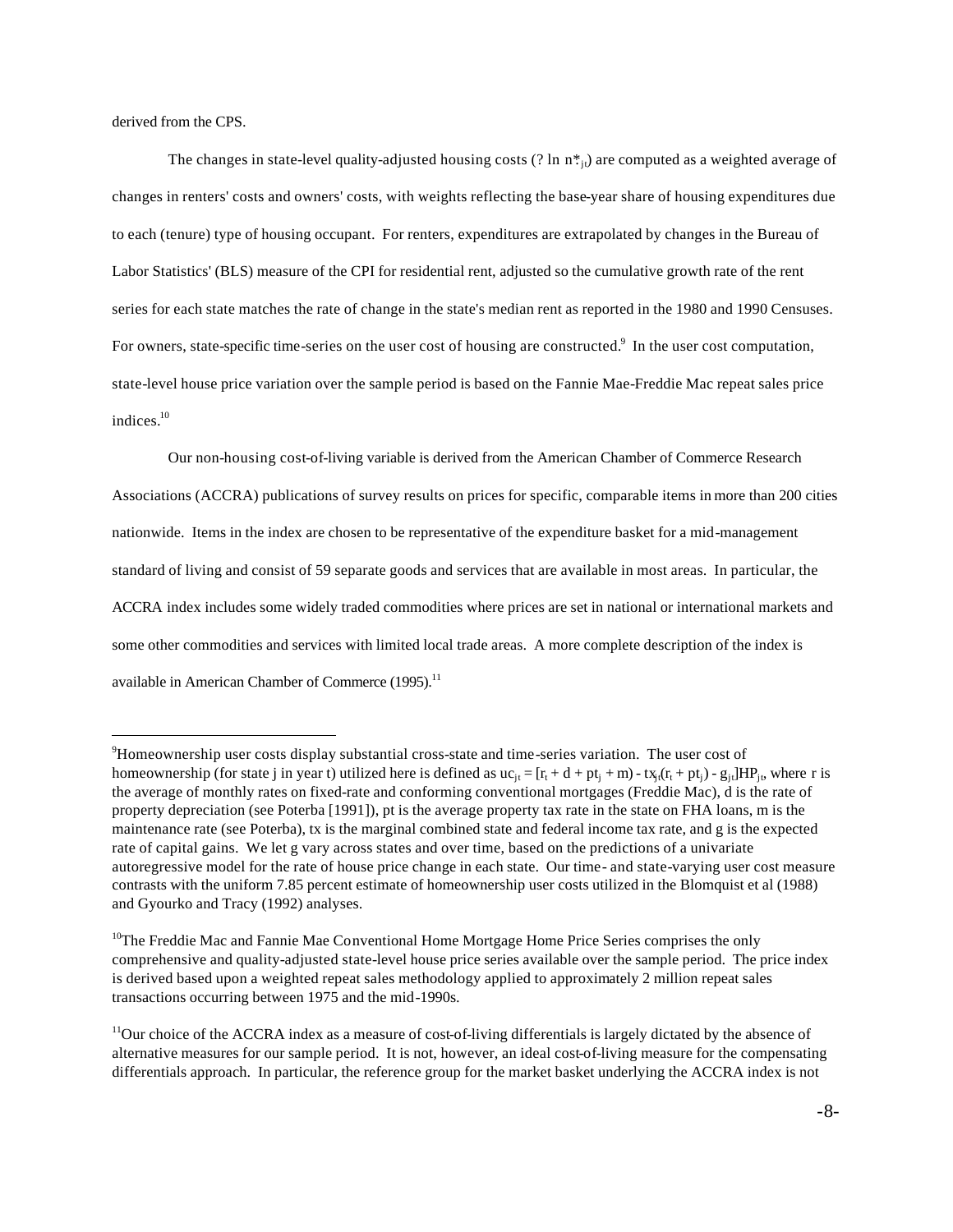derived from the CPS.

The changes in state-level quality-adjusted housing costs ($\Delta \ln n^*_{jt}$) are computed as a weighted average of changes in renters' costs and owners' costs, with weights reflecting the base-year share of housing expenditures due to each (tenure) type of housing occupant. For renters, expenditures are extrapolated by changes in the Bureau of Labor Statistics' (BLS) measure of the CPI for residential rent, adjusted so the cumulative growth rate of the rent series for each state matches the rate of change in the state's median rent as reported in the 1980 and 1990 Censuses. For owners, state-specific time-series on the user cost of housing are constructed.[9] In the user cost computation, state-level house price variation over the sample period is based on the Fannie Mae-Freddie Mac repeat sales price indices.[10]

Our non-housing cost-of-living variable is derived from the American Chamber of Commerce Research Associations (ACCRA) publications of survey results on prices for specific, comparable items in more than 200 cities nationwide. Items in the index are chosen to be representative of the expenditure basket for a mid-management standard of living and consist of 59 separate goods and services that are available in most areas. In particular, the ACCRA index includes some widely traded commodities where prices are set in national or international markets and some other commodities and services with limited local trade areas. A more complete description of the index is available in American Chamber of Commerce (1995).[11]

---

[9]Homeownership user costs display substantial cross-state and time-series variation. The user cost of homeownership (for state j in year t) utilized here is defined as $uc_{jt} = [r_t + d + pt_j + m) - tx_{jt}(r_t + pt_j) - g_{jt}]HP_{jt}$, where r is the average of monthly rates on fixed-rate and conforming conventional mortgages (Freddie Mac), d is the rate of property depreciation (see Poterba [1991]), pt is the average property tax rate in the state on FHA loans, m is the maintenance rate (see Poterba), tx is the marginal combined state and federal income tax rate, and g is the expected rate of capital gains. We let g vary across states and over time, based on the predictions of a univariate autoregressive model for the rate of house price change in each state. Our time- and state-varying user cost measure contrasts with the uniform 7.85 percent estimate of homeownership user costs utilized in the Blomquist et al (1988) and Gyourko and Tracy (1992) analyses.

[10]The Freddie Mac and Fannie Mae Conventional Home Mortgage Home Price Series comprises the only comprehensive and quality-adjusted state-level house price series available over the sample period. The price index is derived based upon a weighted repeat sales methodology applied to approximately 2 million repeat sales transactions occurring between 1975 and the mid-1990s.

[11]Our choice of the ACCRA index as a measure of cost-of-living differentials is largely dictated by the absence of alternative measures for our sample period. It is not, however, an ideal cost-of-living measure for the compensating differentials approach. In particular, the reference group for the market basket underlying the ACCRA index is not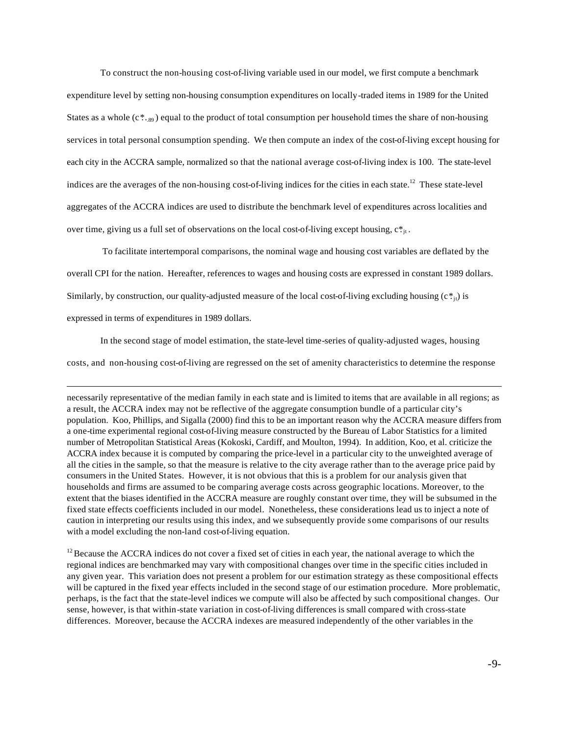To construct the non-housing cost-of-living variable used in our model, we first compute a benchmark expenditure level by setting non-housing consumption expenditures on locally-traded items in 1989 for the United States as a whole ($c^*_{\cdot,89}$) equal to the product of total consumption per household times the share of non-housing services in total personal consumption spending. We then compute an index of the cost-of-living except housing for each city in the ACCRA sample, normalized so that the national average cost-of-living index is 100. The state-level indices are the averages of the non-housing cost-of-living indices for the cities in each state.[12] These state-level aggregates of the ACCRA indices are used to distribute the benchmark level of expenditures across localities and over time, giving us a full set of observations on the local cost-of-living except housing, $c^*_{jt}$.

To facilitate intertemporal comparisons, the nominal wage and housing cost variables are deflated by the overall CPI for the nation. Hereafter, references to wages and housing costs are expressed in constant 1989 dollars. Similarly, by construction, our quality-adjusted measure of the local cost-of-living excluding housing ($c^*_{jt}$) is expressed in terms of expenditures in 1989 dollars.

In the second stage of model estimation, the state-level time-series of quality-adjusted wages, housing costs, and non-housing cost-of-living are regressed on the set of amenity characteristics to determine the response

---

necessarily representative of the median family in each state and is limited to items that are available in all regions; as a result, the ACCRA index may not be reflective of the aggregate consumption bundle of a particular city's population. Koo, Phillips, and Sigalla (2000) find this to be an important reason why the ACCRA measure differs from a one-time experimental regional cost-of-living measure constructed by the Bureau of Labor Statistics for a limited number of Metropolitan Statistical Areas (Kokoski, Cardiff, and Moulton, 1994). In addition, Koo, et al. criticize the ACCRA index because it is computed by comparing the price-level in a particular city to the unweighted average of all the cities in the sample, so that the measure is relative to the city average rather than to the average price paid by consumers in the United States. However, it is not obvious that this is a problem for our analysis given that households and firms are assumed to be comparing average costs across geographic locations. Moreover, to the extent that the biases identified in the ACCRA measure are roughly constant over time, they will be subsumed in the fixed state effects coefficients included in our model. Nonetheless, these considerations lead us to inject a note of caution in interpreting our results using this index, and we subsequently provide some comparisons of our results with a model excluding the non-land cost-of-living equation.

[12] Because the ACCRA indices do not cover a fixed set of cities in each year, the national average to which the regional indices are benchmarked may vary with compositional changes over time in the specific cities included in any given year. This variation does not present a problem for our estimation strategy as these compositional effects will be captured in the fixed year effects included in the second stage of our estimation procedure. More problematic, perhaps, is the fact that the state-level indices we compute will also be affected by such compositional changes. Our sense, however, is that within-state variation in cost-of-living differences is small compared with cross-state differences. Moreover, because the ACCRA indexes are measured independently of the other variables in the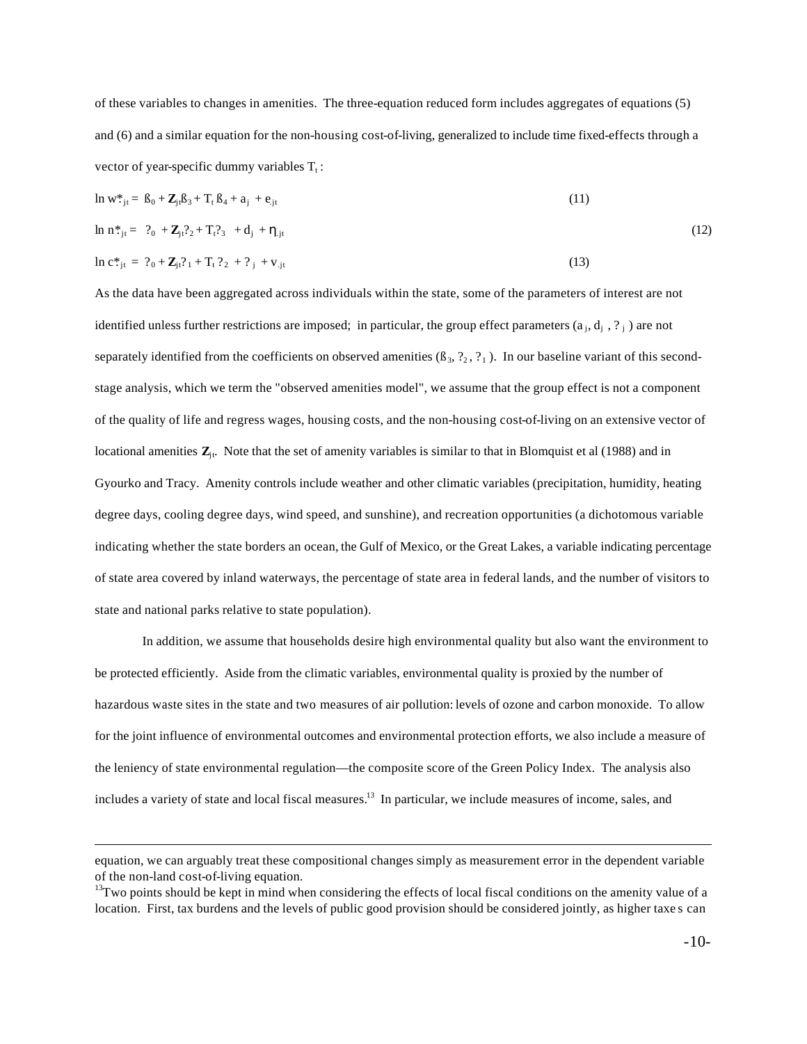of these variables to changes in amenities. The three-equation reduced form includes aggregates of equations (5) and (6) and a similar equation for the non-housing cost-of-living, generalized to include time fixed-effects through a vector of year-specific dummy variables $T_t$ :

$$\ln w^*_{.jt} = ß_0 + \mathbf{Z}_{jt}ß_3 + T_t ß_4 + a_j + e_{.jt} \tag{11}$$

$$\ln n^*_{.jt} = ?_0 + \mathbf{Z}_{jt}?_2 + T_t?_3 + d_j + \eta_{.jt} \tag{12}$$

$$\ln c^*_{.jt} = ?_0 + \mathbf{Z}_{jt}?_1 + T_t ?_2 + ?_j + v_{.jt} \tag{13}$$

As the data have been aggregated across individuals within the state, some of the parameters of interest are not identified unless further restrictions are imposed; in particular, the group effect parameters ($a_j$, $d_j$ , $?_j$ ) are not separately identified from the coefficients on observed amenities ($ß_3$, $?_2$, $?_1$ ). In our baseline variant of this second-stage analysis, which we term the "observed amenities model", we assume that the group effect is not a component of the quality of life and regress wages, housing costs, and the non-housing cost-of-living on an extensive vector of locational amenities $\mathbf{Z}_{jt}$. Note that the set of amenity variables is similar to that in Blomquist et al (1988) and in Gyourko and Tracy. Amenity controls include weather and other climatic variables (precipitation, humidity, heating degree days, cooling degree days, wind speed, and sunshine), and recreation opportunities (a dichotomous variable indicating whether the state borders an ocean, the Gulf of Mexico, or the Great Lakes, a variable indicating percentage of state area covered by inland waterways, the percentage of state area in federal lands, and the number of visitors to state and national parks relative to state population).

In addition, we assume that households desire high environmental quality but also want the environment to be protected efficiently. Aside from the climatic variables, environmental quality is proxied by the number of hazardous waste sites in the state and two measures of air pollution: levels of ozone and carbon monoxide. To allow for the joint influence of environmental outcomes and environmental protection efforts, we also include a measure of the leniency of state environmental regulation—the composite score of the Green Policy Index. The analysis also includes a variety of state and local fiscal measures.[13] In particular, we include measures of income, sales, and

---

equation, we can arguably treat these compositional changes simply as measurement error in the dependent variable of the non-land cost-of-living equation.

[13]Two points should be kept in mind when considering the effects of local fiscal conditions on the amenity value of a location. First, tax burdens and the levels of public good provision should be considered jointly, as higher taxes can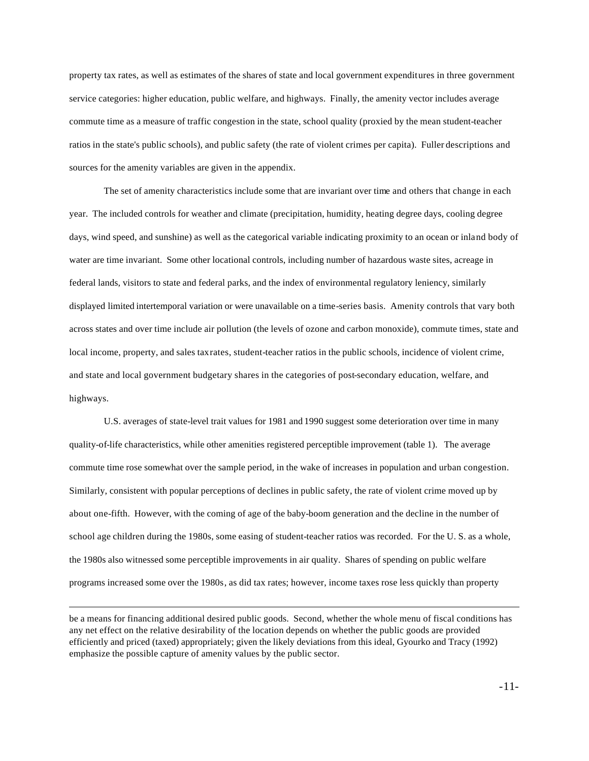property tax rates, as well as estimates of the shares of state and local government expenditures in three government service categories: higher education, public welfare, and highways. Finally, the amenity vector includes average commute time as a measure of traffic congestion in the state, school quality (proxied by the mean student-teacher ratios in the state's public schools), and public safety (the rate of violent crimes per capita). Fuller descriptions and sources for the amenity variables are given in the appendix.

The set of amenity characteristics include some that are invariant over time and others that change in each year. The included controls for weather and climate (precipitation, humidity, heating degree days, cooling degree days, wind speed, and sunshine) as well as the categorical variable indicating proximity to an ocean or inland body of water are time invariant. Some other locational controls, including number of hazardous waste sites, acreage in federal lands, visitors to state and federal parks, and the index of environmental regulatory leniency, similarly displayed limited intertemporal variation or were unavailable on a time-series basis. Amenity controls that vary both across states and over time include air pollution (the levels of ozone and carbon monoxide), commute times, state and local income, property, and sales tax rates, student-teacher ratios in the public schools, incidence of violent crime, and state and local government budgetary shares in the categories of post-secondary education, welfare, and highways.

U.S. averages of state-level trait values for 1981 and 1990 suggest some deterioration over time in many quality-of-life characteristics, while other amenities registered perceptible improvement (table 1). The average commute time rose somewhat over the sample period, in the wake of increases in population and urban congestion. Similarly, consistent with popular perceptions of declines in public safety, the rate of violent crime moved up by about one-fifth. However, with the coming of age of the baby-boom generation and the decline in the number of school age children during the 1980s, some easing of student-teacher ratios was recorded. For the U. S. as a whole, the 1980s also witnessed some perceptible improvements in air quality. Shares of spending on public welfare programs increased some over the 1980s, as did tax rates; however, income taxes rose less quickly than property

---

be a means for financing additional desired public goods. Second, whether the whole menu of fiscal conditions has any net effect on the relative desirability of the location depends on whether the public goods are provided efficiently and priced (taxed) appropriately; given the likely deviations from this ideal, Gyourko and Tracy (1992) emphasize the possible capture of amenity values by the public sector.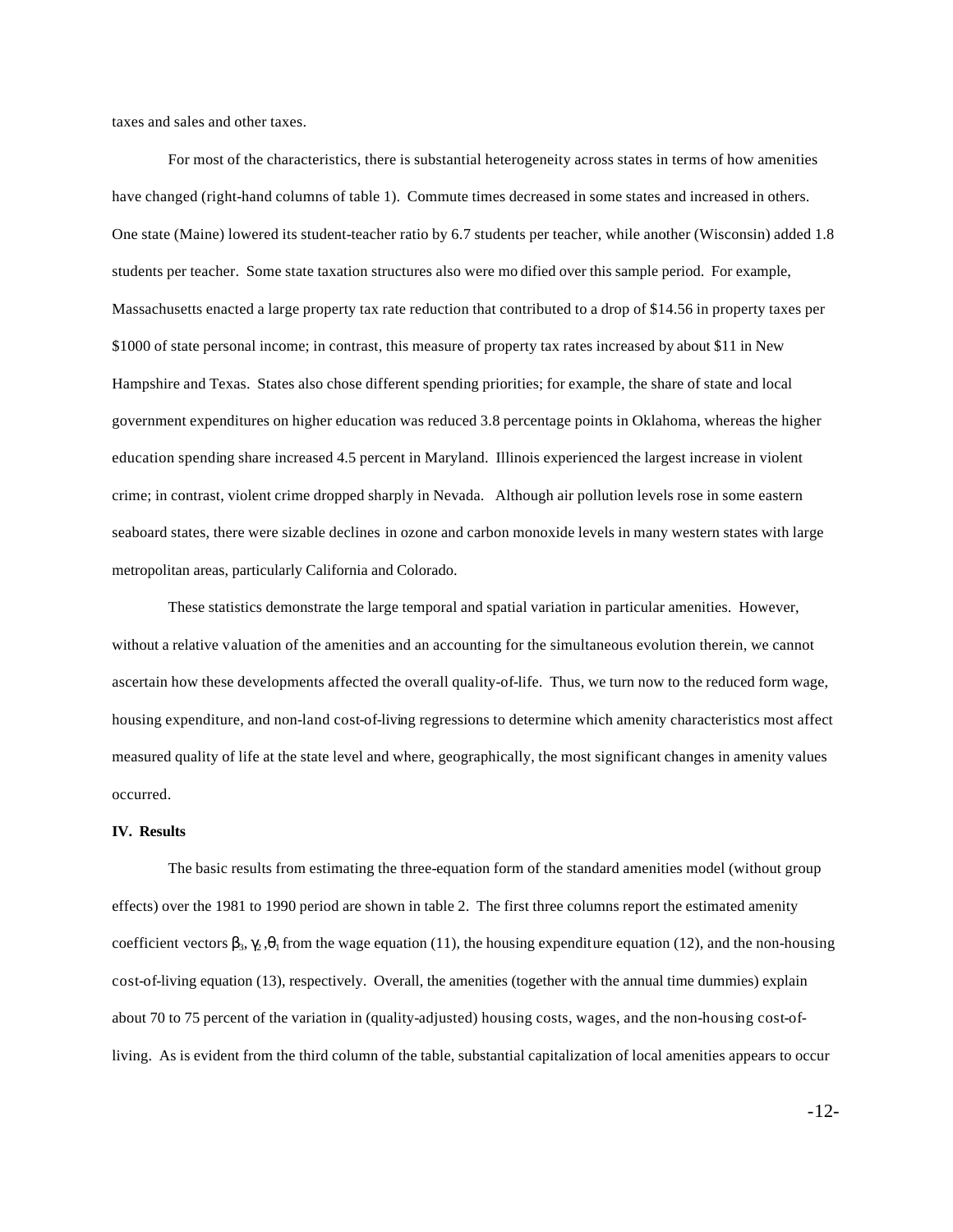taxes and sales and other taxes.

For most of the characteristics, there is substantial heterogeneity across states in terms of how amenities have changed (right-hand columns of table 1). Commute times decreased in some states and increased in others. One state (Maine) lowered its student-teacher ratio by 6.7 students per teacher, while another (Wisconsin) added 1.8 students per teacher. Some state taxation structures also were modified over this sample period. For example, Massachusetts enacted a large property tax rate reduction that contributed to a drop of $14.56 in property taxes per $1000 of state personal income; in contrast, this measure of property tax rates increased by about $11 in New Hampshire and Texas. States also chose different spending priorities; for example, the share of state and local government expenditures on higher education was reduced 3.8 percentage points in Oklahoma, whereas the higher education spending share increased 4.5 percent in Maryland. Illinois experienced the largest increase in violent crime; in contrast, violent crime dropped sharply in Nevada. Although air pollution levels rose in some eastern seaboard states, there were sizable declines in ozone and carbon monoxide levels in many western states with large metropolitan areas, particularly California and Colorado.

These statistics demonstrate the large temporal and spatial variation in particular amenities. However, without a relative valuation of the amenities and an accounting for the simultaneous evolution therein, we cannot ascertain how these developments affected the overall quality-of-life. Thus, we turn now to the reduced form wage, housing expenditure, and non-land cost-of-living regressions to determine which amenity characteristics most affect measured quality of life at the state level and where, geographically, the most significant changes in amenity values occurred.

**IV. Results**

The basic results from estimating the three-equation form of the standard amenities model (without group effects) over the 1981 to 1990 period are shown in table 2. The first three columns report the estimated amenity coefficient vectors $\beta_3$, $\gamma_2$, $\theta_1$ from the wage equation (11), the housing expenditure equation (12), and the non-housing cost-of-living equation (13), respectively. Overall, the amenities (together with the annual time dummies) explain about 70 to 75 percent of the variation in (quality-adjusted) housing costs, wages, and the non-housing cost-of-living. As is evident from the third column of the table, substantial capitalization of local amenities appears to occur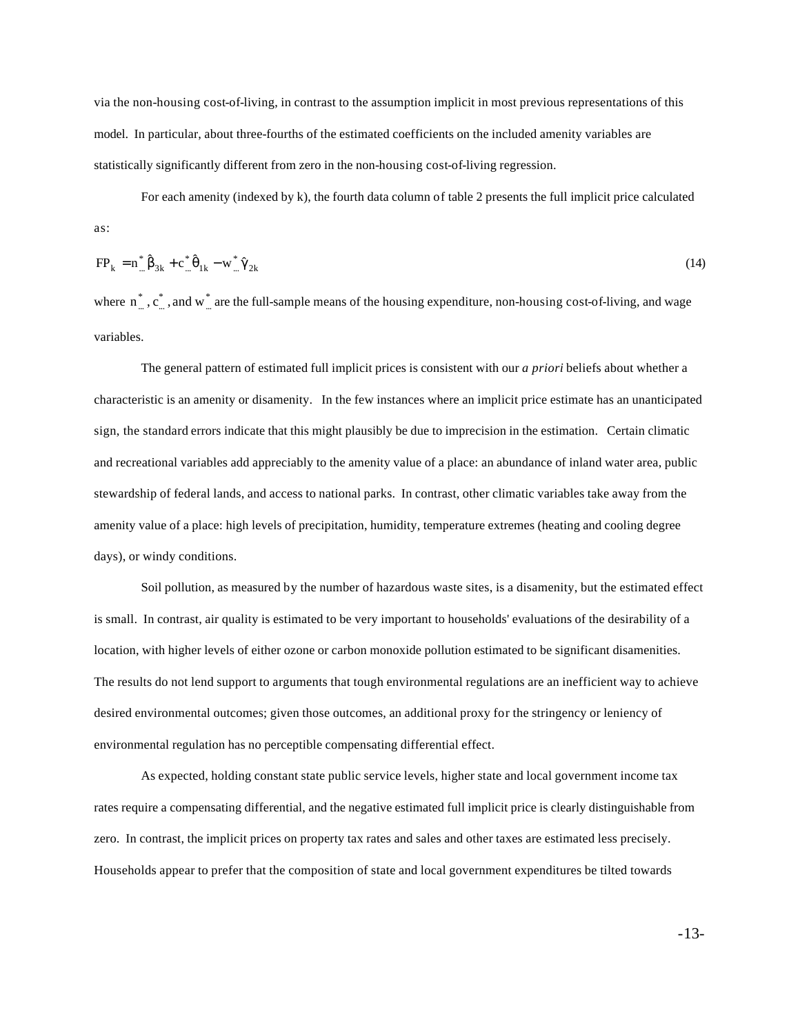via the non-housing cost-of-living, in contrast to the assumption implicit in most previous representations of this model. In particular, about three-fourths of the estimated coefficients on the included amenity variables are statistically significantly different from zero in the non-housing cost-of-living regression.

For each amenity (indexed by k), the fourth data column of table 2 presents the full implicit price calculated as:

$$FP_k = n^*_{...}\hat{\beta}_{3k} + c^*_{...}\hat{\theta}_{1k} - w^*_{...}\hat{\gamma}_{2k} \tag{14}$$

where $n^*_{...}$, $c^*_{...}$, and $w^*_{...}$ are the full-sample means of the housing expenditure, non-housing cost-of-living, and wage variables.

The general pattern of estimated full implicit prices is consistent with our *a priori* beliefs about whether a characteristic is an amenity or disamenity. In the few instances where an implicit price estimate has an unanticipated sign, the standard errors indicate that this might plausibly be due to imprecision in the estimation. Certain climatic and recreational variables add appreciably to the amenity value of a place: an abundance of inland water area, public stewardship of federal lands, and access to national parks. In contrast, other climatic variables take away from the amenity value of a place: high levels of precipitation, humidity, temperature extremes (heating and cooling degree days), or windy conditions.

Soil pollution, as measured by the number of hazardous waste sites, is a disamenity, but the estimated effect is small. In contrast, air quality is estimated to be very important to households' evaluations of the desirability of a location, with higher levels of either ozone or carbon monoxide pollution estimated to be significant disamenities. The results do not lend support to arguments that tough environmental regulations are an inefficient way to achieve desired environmental outcomes; given those outcomes, an additional proxy for the stringency or leniency of environmental regulation has no perceptible compensating differential effect.

As expected, holding constant state public service levels, higher state and local government income tax rates require a compensating differential, and the negative estimated full implicit price is clearly distinguishable from zero. In contrast, the implicit prices on property tax rates and sales and other taxes are estimated less precisely. Households appear to prefer that the composition of state and local government expenditures be tilted towards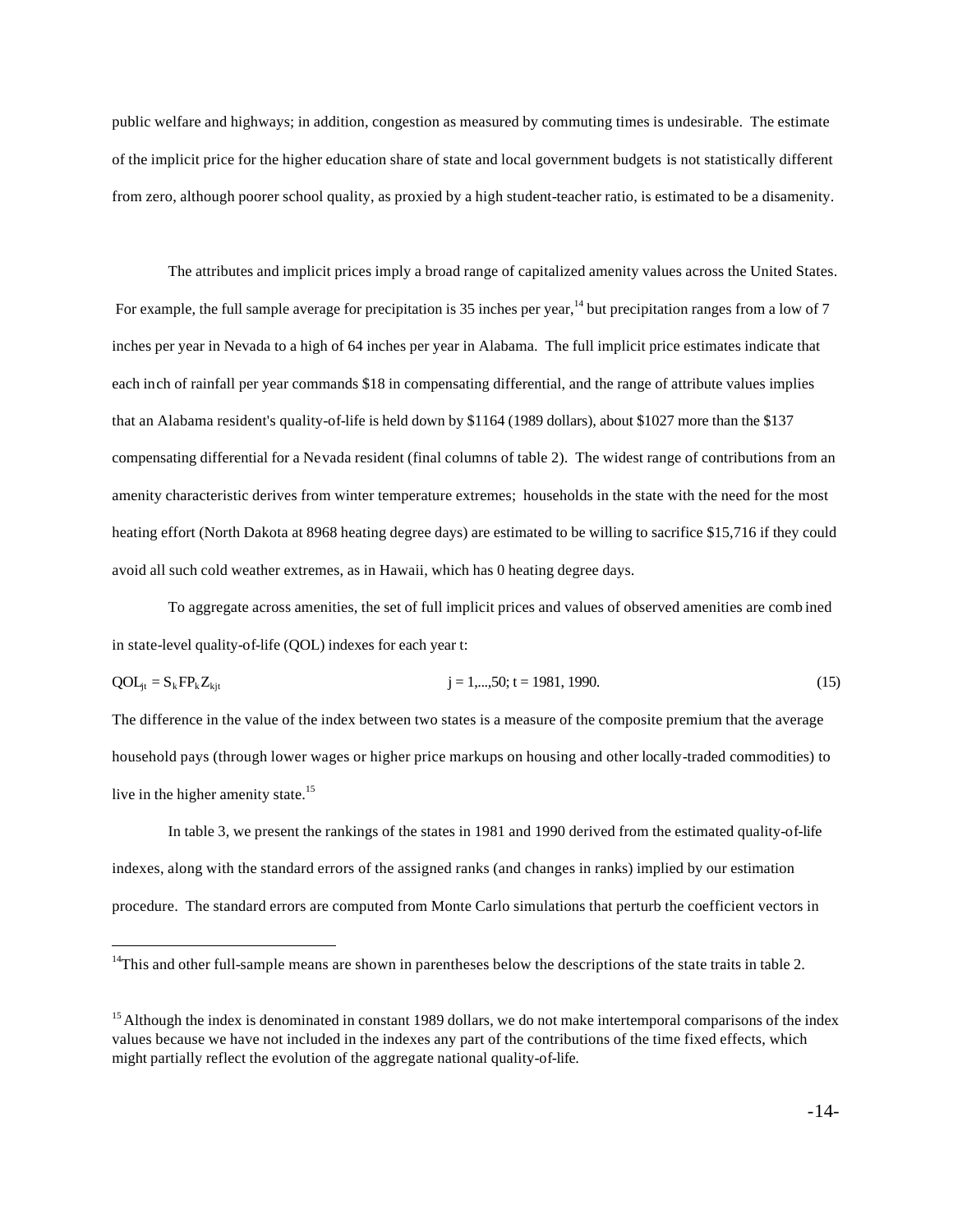public welfare and highways; in addition, congestion as measured by commuting times is undesirable. The estimate of the implicit price for the higher education share of state and local government budgets is not statistically different from zero, although poorer school quality, as proxied by a high student-teacher ratio, is estimated to be a disamenity.

The attributes and implicit prices imply a broad range of capitalized amenity values across the United States. For example, the full sample average for precipitation is 35 inches per year,[14] but precipitation ranges from a low of 7 inches per year in Nevada to a high of 64 inches per year in Alabama. The full implicit price estimates indicate that each inch of rainfall per year commands $18 in compensating differential, and the range of attribute values implies that an Alabama resident's quality-of-life is held down by $1164 (1989 dollars), about $1027 more than the $137 compensating differential for a Nevada resident (final columns of table 2). The widest range of contributions from an amenity characteristic derives from winter temperature extremes; households in the state with the need for the most heating effort (North Dakota at 8968 heating degree days) are estimated to be willing to sacrifice $15,716 if they could avoid all such cold weather extremes, as in Hawaii, which has 0 heating degree days.

To aggregate across amenities, the set of full implicit prices and values of observed amenities are combined in state-level quality-of-life (QOL) indexes for each year t:

$$QOL_{jt} = \Sigma_k FP_k Z_{kjt} \qquad j = 1,...,50;\ t = 1981, 1990. \qquad (15)$$

The difference in the value of the index between two states is a measure of the composite premium that the average household pays (through lower wages or higher price markups on housing and other locally-traded commodities) to live in the higher amenity state.[15]

In table 3, we present the rankings of the states in 1981 and 1990 derived from the estimated quality-of-life indexes, along with the standard errors of the assigned ranks (and changes in ranks) implied by our estimation procedure. The standard errors are computed from Monte Carlo simulations that perturb the coefficient vectors in

---

[14] This and other full-sample means are shown in parentheses below the descriptions of the state traits in table 2.

[15] Although the index is denominated in constant 1989 dollars, we do not make intertemporal comparisons of the index values because we have not included in the indexes any part of the contributions of the time fixed effects, which might partially reflect the evolution of the aggregate national quality-of-life.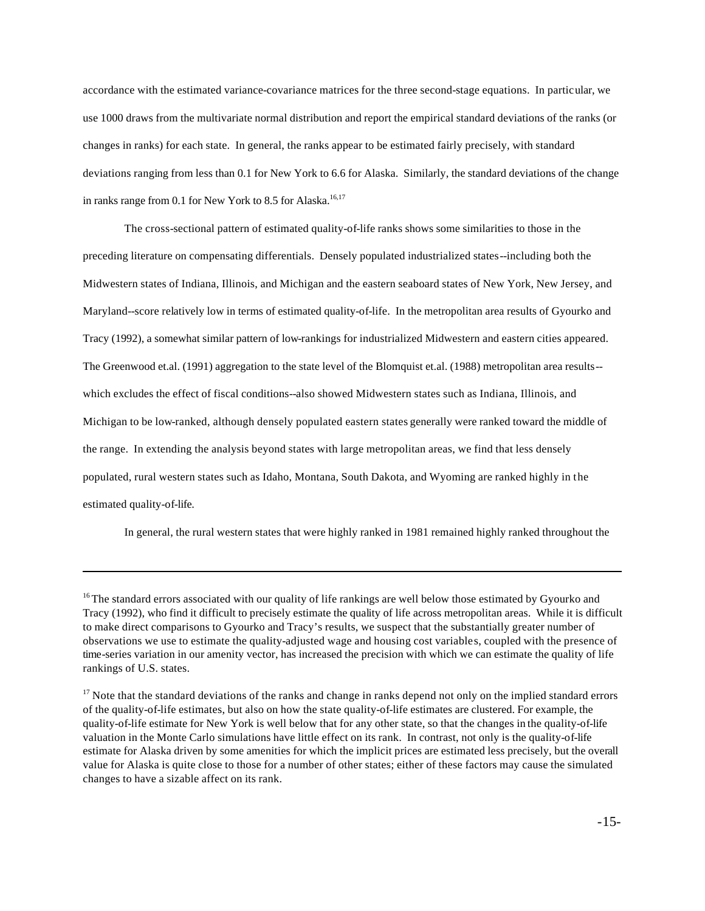accordance with the estimated variance-covariance matrices for the three second-stage equations. In particular, we use 1000 draws from the multivariate normal distribution and report the empirical standard deviations of the ranks (or changes in ranks) for each state. In general, the ranks appear to be estimated fairly precisely, with standard deviations ranging from less than 0.1 for New York to 6.6 for Alaska. Similarly, the standard deviations of the change in ranks range from 0.1 for New York to 8.5 for Alaska.[16,17]

The cross-sectional pattern of estimated quality-of-life ranks shows some similarities to those in the preceding literature on compensating differentials. Densely populated industrialized states--including both the Midwestern states of Indiana, Illinois, and Michigan and the eastern seaboard states of New York, New Jersey, and Maryland--score relatively low in terms of estimated quality-of-life. In the metropolitan area results of Gyourko and Tracy (1992), a somewhat similar pattern of low-rankings for industrialized Midwestern and eastern cities appeared. The Greenwood et.al. (1991) aggregation to the state level of the Blomquist et.al. (1988) metropolitan area results--which excludes the effect of fiscal conditions--also showed Midwestern states such as Indiana, Illinois, and Michigan to be low-ranked, although densely populated eastern states generally were ranked toward the middle of the range. In extending the analysis beyond states with large metropolitan areas, we find that less densely populated, rural western states such as Idaho, Montana, South Dakota, and Wyoming are ranked highly in the estimated quality-of-life.

In general, the rural western states that were highly ranked in 1981 remained highly ranked throughout the

---

[16] The standard errors associated with our quality of life rankings are well below those estimated by Gyourko and Tracy (1992), who find it difficult to precisely estimate the quality of life across metropolitan areas. While it is difficult to make direct comparisons to Gyourko and Tracy's results, we suspect that the substantially greater number of observations we use to estimate the quality-adjusted wage and housing cost variables, coupled with the presence of time-series variation in our amenity vector, has increased the precision with which we can estimate the quality of life rankings of U.S. states.

[17] Note that the standard deviations of the ranks and change in ranks depend not only on the implied standard errors of the quality-of-life estimates, but also on how the state quality-of-life estimates are clustered. For example, the quality-of-life estimate for New York is well below that for any other state, so that the changes in the quality-of-life valuation in the Monte Carlo simulations have little effect on its rank. In contrast, not only is the quality-of-life estimate for Alaska driven by some amenities for which the implicit prices are estimated less precisely, but the overall value for Alaska is quite close to those for a number of other states; either of these factors may cause the simulated changes to have a sizable affect on its rank.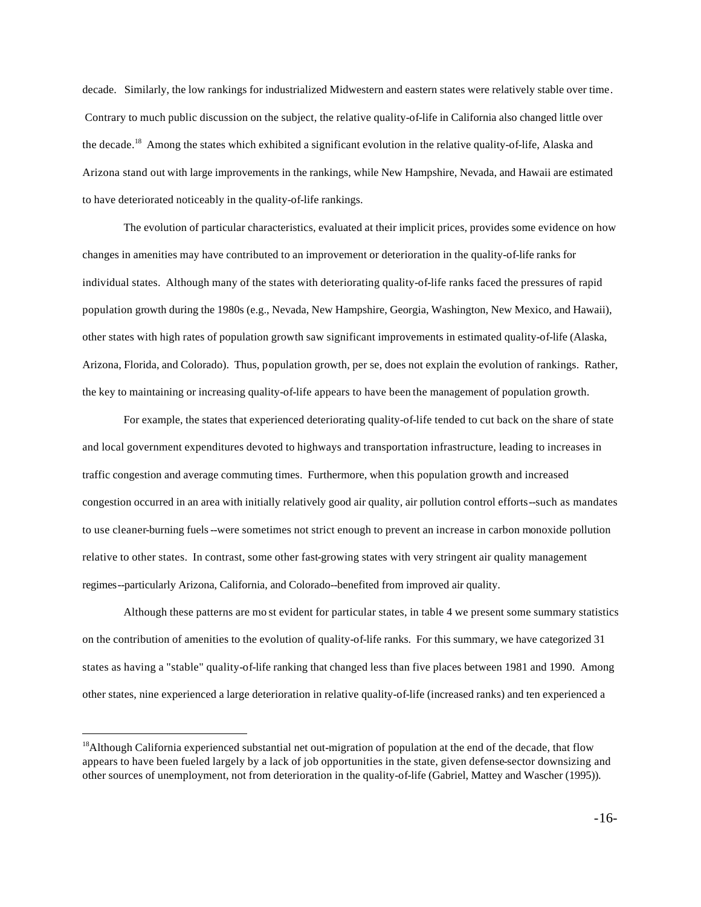decade. Similarly, the low rankings for industrialized Midwestern and eastern states were relatively stable over time. Contrary to much public discussion on the subject, the relative quality-of-life in California also changed little over the decade.[18] Among the states which exhibited a significant evolution in the relative quality-of-life, Alaska and Arizona stand out with large improvements in the rankings, while New Hampshire, Nevada, and Hawaii are estimated to have deteriorated noticeably in the quality-of-life rankings.

The evolution of particular characteristics, evaluated at their implicit prices, provides some evidence on how changes in amenities may have contributed to an improvement or deterioration in the quality-of-life ranks for individual states. Although many of the states with deteriorating quality-of-life ranks faced the pressures of rapid population growth during the 1980s (e.g., Nevada, New Hampshire, Georgia, Washington, New Mexico, and Hawaii), other states with high rates of population growth saw significant improvements in estimated quality-of-life (Alaska, Arizona, Florida, and Colorado). Thus, population growth, per se, does not explain the evolution of rankings. Rather, the key to maintaining or increasing quality-of-life appears to have been the management of population growth.

For example, the states that experienced deteriorating quality-of-life tended to cut back on the share of state and local government expenditures devoted to highways and transportation infrastructure, leading to increases in traffic congestion and average commuting times. Furthermore, when this population growth and increased congestion occurred in an area with initially relatively good air quality, air pollution control efforts--such as mandates to use cleaner-burning fuels--were sometimes not strict enough to prevent an increase in carbon monoxide pollution relative to other states. In contrast, some other fast-growing states with very stringent air quality management regimes--particularly Arizona, California, and Colorado--benefited from improved air quality.

Although these patterns are most evident for particular states, in table 4 we present some summary statistics on the contribution of amenities to the evolution of quality-of-life ranks. For this summary, we have categorized 31 states as having a "stable" quality-of-life ranking that changed less than five places between 1981 and 1990. Among other states, nine experienced a large deterioration in relative quality-of-life (increased ranks) and ten experienced a

[18] Although California experienced substantial net out-migration of population at the end of the decade, that flow appears to have been fueled largely by a lack of job opportunities in the state, given defense-sector downsizing and other sources of unemployment, not from deterioration in the quality-of-life (Gabriel, Mattey and Wascher (1995)).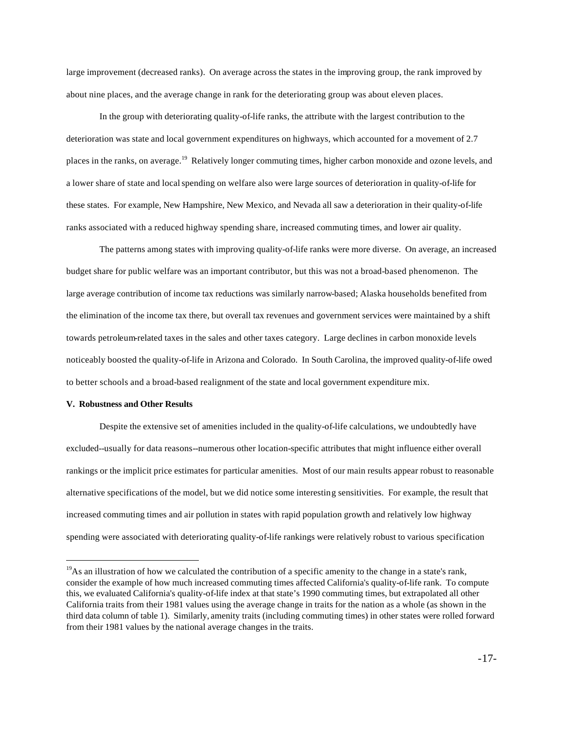large improvement (decreased ranks). On average across the states in the improving group, the rank improved by about nine places, and the average change in rank for the deteriorating group was about eleven places.

In the group with deteriorating quality-of-life ranks, the attribute with the largest contribution to the deterioration was state and local government expenditures on highways, which accounted for a movement of 2.7 places in the ranks, on average.[19] Relatively longer commuting times, higher carbon monoxide and ozone levels, and a lower share of state and local spending on welfare also were large sources of deterioration in quality-of-life for these states. For example, New Hampshire, New Mexico, and Nevada all saw a deterioration in their quality-of-life ranks associated with a reduced highway spending share, increased commuting times, and lower air quality.

The patterns among states with improving quality-of-life ranks were more diverse. On average, an increased budget share for public welfare was an important contributor, but this was not a broad-based phenomenon. The large average contribution of income tax reductions was similarly narrow-based; Alaska households benefited from the elimination of the income tax there, but overall tax revenues and government services were maintained by a shift towards petroleum-related taxes in the sales and other taxes category. Large declines in carbon monoxide levels noticeably boosted the quality-of-life in Arizona and Colorado. In South Carolina, the improved quality-of-life owed to better schools and a broad-based realignment of the state and local government expenditure mix.

**V. Robustness and Other Results**

Despite the extensive set of amenities included in the quality-of-life calculations, we undoubtedly have excluded--usually for data reasons--numerous other location-specific attributes that might influence either overall rankings or the implicit price estimates for particular amenities. Most of our main results appear robust to reasonable alternative specifications of the model, but we did notice some interesting sensitivities. For example, the result that increased commuting times and air pollution in states with rapid population growth and relatively low highway spending were associated with deteriorating quality-of-life rankings were relatively robust to various specification

---

[19]As an illustration of how we calculated the contribution of a specific amenity to the change in a state's rank, consider the example of how much increased commuting times affected California's quality-of-life rank. To compute this, we evaluated California's quality-of-life index at that state's 1990 commuting times, but extrapolated all other California traits from their 1981 values using the average change in traits for the nation as a whole (as shown in the third data column of table 1). Similarly, amenity traits (including commuting times) in other states were rolled forward from their 1981 values by the national average changes in the traits.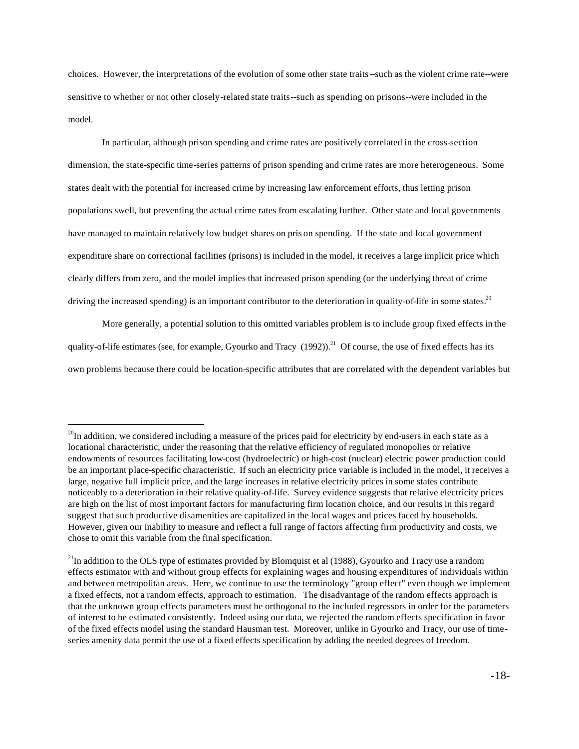choices. However, the interpretations of the evolution of some other state traits--such as the violent crime rate--were sensitive to whether or not other closely-related state traits--such as spending on prisons--were included in the model.

In particular, although prison spending and crime rates are positively correlated in the cross-section dimension, the state-specific time-series patterns of prison spending and crime rates are more heterogeneous. Some states dealt with the potential for increased crime by increasing law enforcement efforts, thus letting prison populations swell, but preventing the actual crime rates from escalating further. Other state and local governments have managed to maintain relatively low budget shares on prison spending. If the state and local government expenditure share on correctional facilities (prisons) is included in the model, it receives a large implicit price which clearly differs from zero, and the model implies that increased prison spending (or the underlying threat of crime driving the increased spending) is an important contributor to the deterioration in quality-of-life in some states.[20]

More generally, a potential solution to this omitted variables problem is to include group fixed effects in the quality-of-life estimates (see, for example, Gyourko and Tracy (1992)).[21] Of course, the use of fixed effects has its own problems because there could be location-specific attributes that are correlated with the dependent variables but

---

[20]In addition, we considered including a measure of the prices paid for electricity by end-users in each state as a locational characteristic, under the reasoning that the relative efficiency of regulated monopolies or relative endowments of resources facilitating low-cost (hydroelectric) or high-cost (nuclear) electric power production could be an important place-specific characteristic. If such an electricity price variable is included in the model, it receives a large, negative full implicit price, and the large increases in relative electricity prices in some states contribute noticeably to a deterioration in their relative quality-of-life. Survey evidence suggests that relative electricity prices are high on the list of most important factors for manufacturing firm location choice, and our results in this regard suggest that such productive disamenities are capitalized in the local wages and prices faced by households. However, given our inability to measure and reflect a full range of factors affecting firm productivity and costs, we chose to omit this variable from the final specification.

[21]In addition to the OLS type of estimates provided by Blomquist et al (1988), Gyourko and Tracy use a random effects estimator with and without group effects for explaining wages and housing expenditures of individuals within and between metropolitan areas. Here, we continue to use the terminology "group effect" even though we implement a fixed effects, not a random effects, approach to estimation. The disadvantage of the random effects approach is that the unknown group effects parameters must be orthogonal to the included regressors in order for the parameters of interest to be estimated consistently. Indeed using our data, we rejected the random effects specification in favor of the fixed effects model using the standard Hausman test. Moreover, unlike in Gyourko and Tracy, our use of time-series amenity data permit the use of a fixed effects specification by adding the needed degrees of freedom.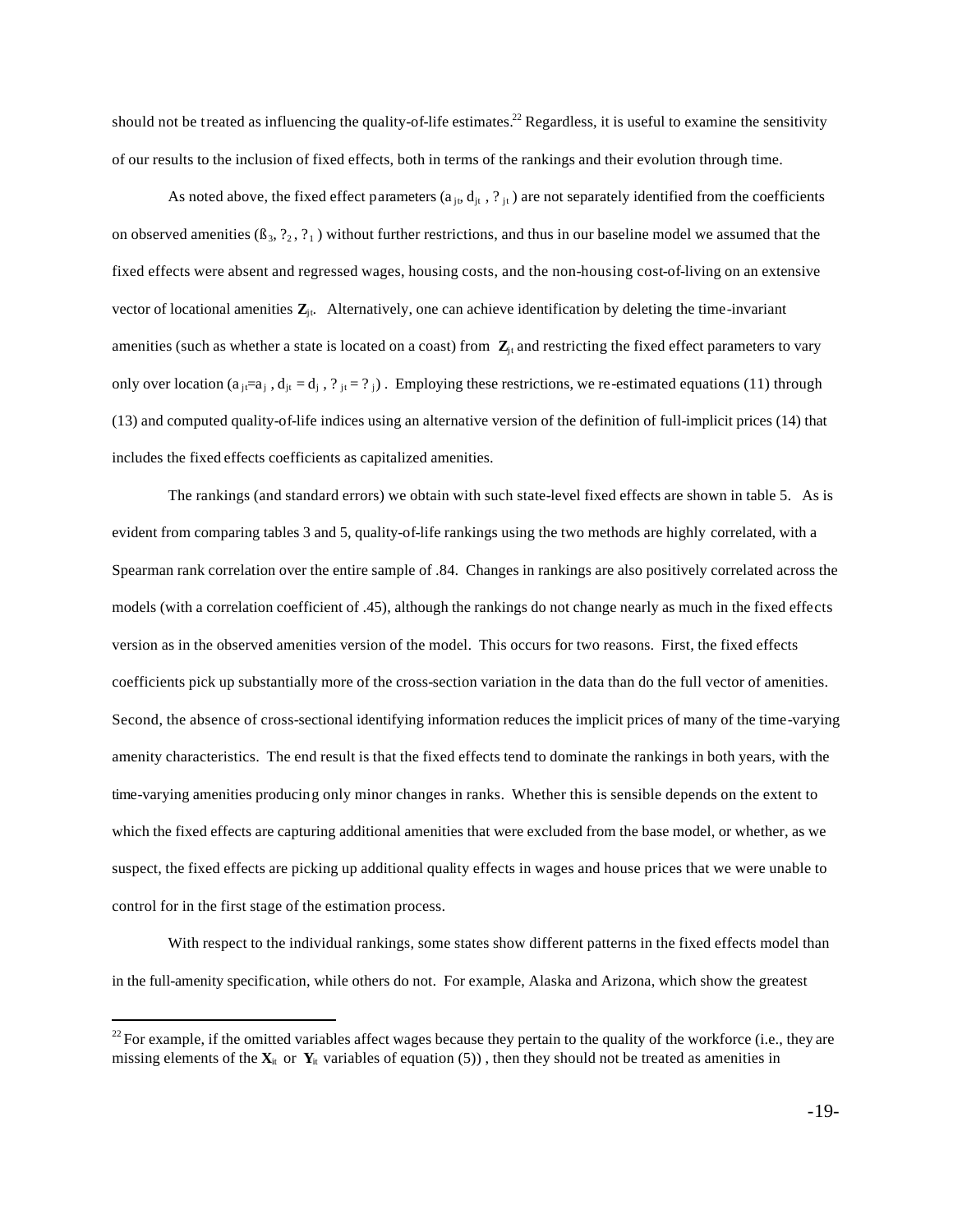should not be treated as influencing the quality-of-life estimates.[22] Regardless, it is useful to examine the sensitivity of our results to the inclusion of fixed effects, both in terms of the rankings and their evolution through time.

As noted above, the fixed effect parameters ($a_{jt}$, $d_{jt}$ , $?_{jt}$ ) are not separately identified from the coefficients on observed amenities ($ß_3$, $?_2$ , $?_1$ ) without further restrictions, and thus in our baseline model we assumed that the fixed effects were absent and regressed wages, housing costs, and the non-housing cost-of-living on an extensive vector of locational amenities $\mathbf{Z}_{jt}$. Alternatively, one can achieve identification by deleting the time-invariant amenities (such as whether a state is located on a coast) from $\mathbf{Z}_{jt}$ and restricting the fixed effect parameters to vary only over location ($a_{jt}=a_j$ , $d_{jt} = d_j$ , $?_{jt} = ?_j$) . Employing these restrictions, we re-estimated equations (11) through (13) and computed quality-of-life indices using an alternative version of the definition of full-implicit prices (14) that includes the fixed effects coefficients as capitalized amenities.

The rankings (and standard errors) we obtain with such state-level fixed effects are shown in table 5. As is evident from comparing tables 3 and 5, quality-of-life rankings using the two methods are highly correlated, with a Spearman rank correlation over the entire sample of .84. Changes in rankings are also positively correlated across the models (with a correlation coefficient of .45), although the rankings do not change nearly as much in the fixed effects version as in the observed amenities version of the model. This occurs for two reasons. First, the fixed effects coefficients pick up substantially more of the cross-section variation in the data than do the full vector of amenities. Second, the absence of cross-sectional identifying information reduces the implicit prices of many of the time-varying amenity characteristics. The end result is that the fixed effects tend to dominate the rankings in both years, with the time-varying amenities producing only minor changes in ranks. Whether this is sensible depends on the extent to which the fixed effects are capturing additional amenities that were excluded from the base model, or whether, as we suspect, the fixed effects are picking up additional quality effects in wages and house prices that we were unable to control for in the first stage of the estimation process.

With respect to the individual rankings, some states show different patterns in the fixed effects model than in the full-amenity specification, while others do not. For example, Alaska and Arizona, which show the greatest

---

[22] For example, if the omitted variables affect wages because they pertain to the quality of the workforce (i.e., they are missing elements of the $\mathbf{X}_{it}$ or $\mathbf{Y}_{it}$ variables of equation (5)) , then they should not be treated as amenities in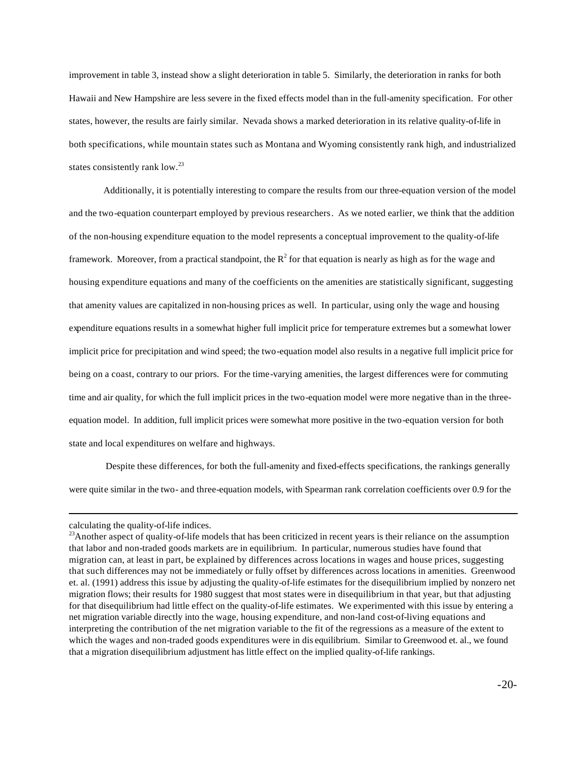improvement in table 3, instead show a slight deterioration in table 5. Similarly, the deterioration in ranks for both Hawaii and New Hampshire are less severe in the fixed effects model than in the full-amenity specification. For other states, however, the results are fairly similar. Nevada shows a marked deterioration in its relative quality-of-life in both specifications, while mountain states such as Montana and Wyoming consistently rank high, and industrialized states consistently rank low.[23]

Additionally, it is potentially interesting to compare the results from our three-equation version of the model and the two-equation counterpart employed by previous researchers. As we noted earlier, we think that the addition of the non-housing expenditure equation to the model represents a conceptual improvement to the quality-of-life framework. Moreover, from a practical standpoint, the $R^2$ for that equation is nearly as high as for the wage and housing expenditure equations and many of the coefficients on the amenities are statistically significant, suggesting that amenity values are capitalized in non-housing prices as well. In particular, using only the wage and housing expenditure equations results in a somewhat higher full implicit price for temperature extremes but a somewhat lower implicit price for precipitation and wind speed; the two-equation model also results in a negative full implicit price for being on a coast, contrary to our priors. For the time-varying amenities, the largest differences were for commuting time and air quality, for which the full implicit prices in the two-equation model were more negative than in the three-equation model. In addition, full implicit prices were somewhat more positive in the two-equation version for both state and local expenditures on welfare and highways.

Despite these differences, for both the full-amenity and fixed-effects specifications, the rankings generally were quite similar in the two- and three-equation models, with Spearman rank correlation coefficients over 0.9 for the

---

calculating the quality-of-life indices.

[23]Another aspect of quality-of-life models that has been criticized in recent years is their reliance on the assumption that labor and non-traded goods markets are in equilibrium. In particular, numerous studies have found that migration can, at least in part, be explained by differences across locations in wages and house prices, suggesting that such differences may not be immediately or fully offset by differences across locations in amenities. Greenwood et. al. (1991) address this issue by adjusting the quality-of-life estimates for the disequilibrium implied by nonzero net migration flows; their results for 1980 suggest that most states were in disequilibrium in that year, but that adjusting for that disequilibrium had little effect on the quality-of-life estimates. We experimented with this issue by entering a net migration variable directly into the wage, housing expenditure, and non-land cost-of-living equations and interpreting the contribution of the net migration variable to the fit of the regressions as a measure of the extent to which the wages and non-traded goods expenditures were in disequilibrium. Similar to Greenwood et. al., we found that a migration disequilibrium adjustment has little effect on the implied quality-of-life rankings.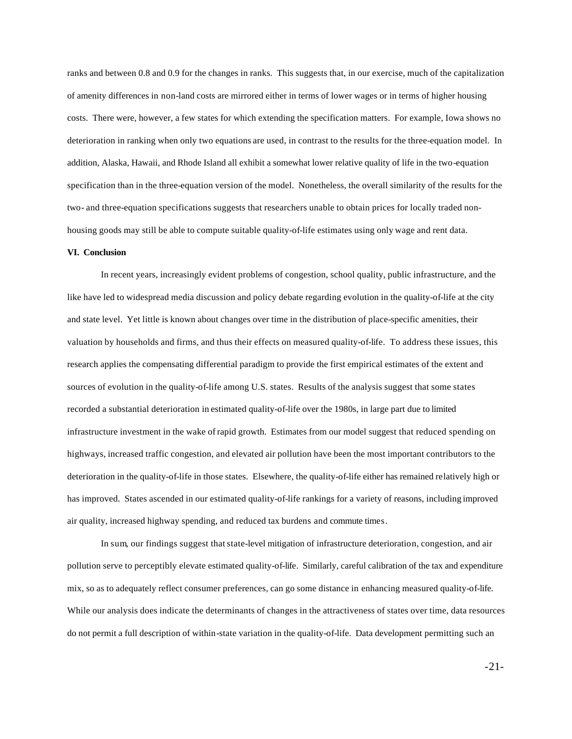ranks and between 0.8 and 0.9 for the changes in ranks. This suggests that, in our exercise, much of the capitalization of amenity differences in non-land costs are mirrored either in terms of lower wages or in terms of higher housing costs. There were, however, a few states for which extending the specification matters. For example, Iowa shows no deterioration in ranking when only two equations are used, in contrast to the results for the three-equation model. In addition, Alaska, Hawaii, and Rhode Island all exhibit a somewhat lower relative quality of life in the two-equation specification than in the three-equation version of the model. Nonetheless, the overall similarity of the results for the two- and three-equation specifications suggests that researchers unable to obtain prices for locally traded non-housing goods may still be able to compute suitable quality-of-life estimates using only wage and rent data.

### VI. Conclusion

In recent years, increasingly evident problems of congestion, school quality, public infrastructure, and the like have led to widespread media discussion and policy debate regarding evolution in the quality-of-life at the city and state level. Yet little is known about changes over time in the distribution of place-specific amenities, their valuation by households and firms, and thus their effects on measured quality-of-life. To address these issues, this research applies the compensating differential paradigm to provide the first empirical estimates of the extent and sources of evolution in the quality-of-life among U.S. states. Results of the analysis suggest that some states recorded a substantial deterioration in estimated quality-of-life over the 1980s, in large part due to limited infrastructure investment in the wake of rapid growth. Estimates from our model suggest that reduced spending on highways, increased traffic congestion, and elevated air pollution have been the most important contributors to the deterioration in the quality-of-life in those states. Elsewhere, the quality-of-life either has remained relatively high or has improved. States ascended in our estimated quality-of-life rankings for a variety of reasons, including improved air quality, increased highway spending, and reduced tax burdens and commute times.

In sum, our findings suggest that state-level mitigation of infrastructure deterioration, congestion, and air pollution serve to perceptibly elevate estimated quality-of-life. Similarly, careful calibration of the tax and expenditure mix, so as to adequately reflect consumer preferences, can go some distance in enhancing measured quality-of-life. While our analysis does indicate the determinants of changes in the attractiveness of states over time, data resources do not permit a full description of within-state variation in the quality-of-life. Data development permitting such an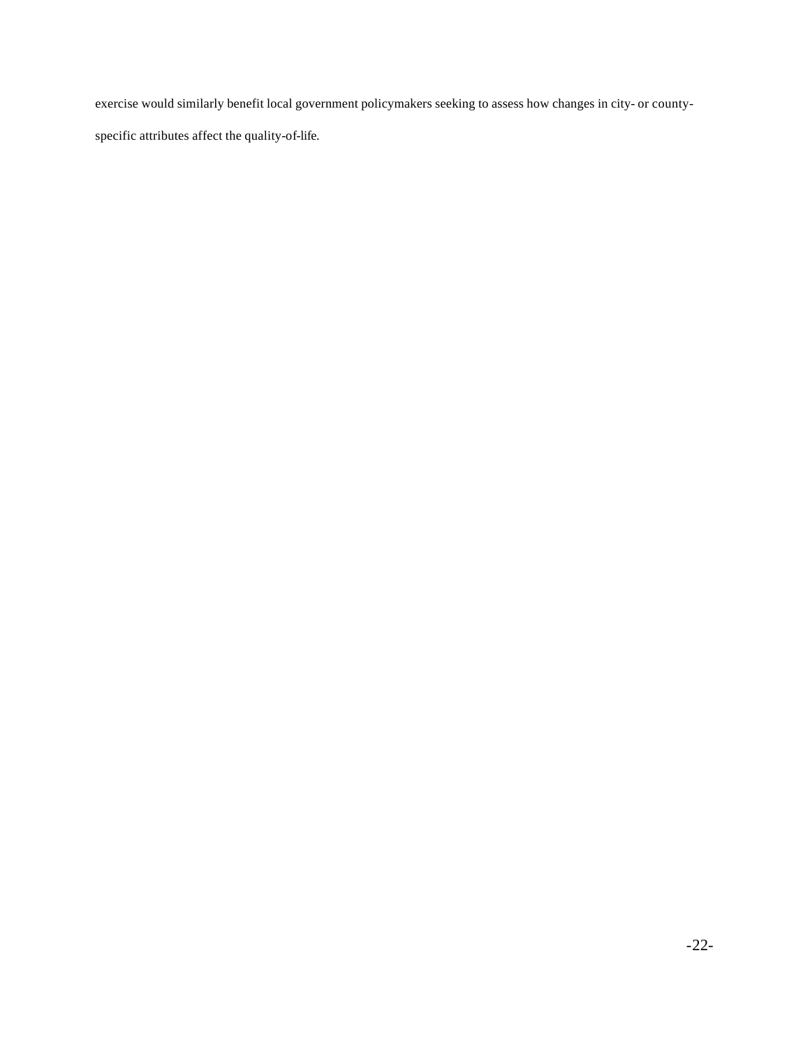exercise would similarly benefit local government policymakers seeking to assess how changes in city- or county-specific attributes affect the quality-of-life.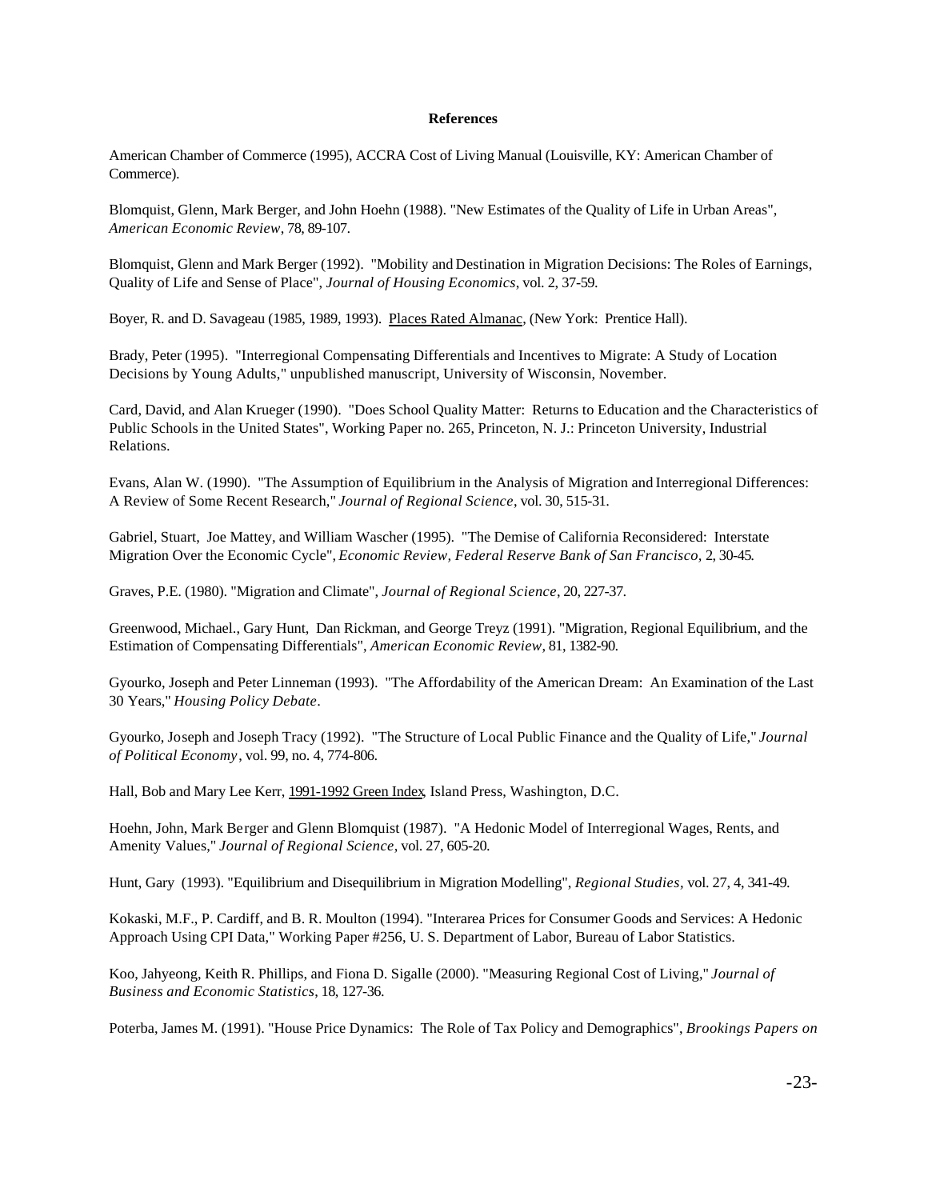**References**

American Chamber of Commerce (1995), ACCRA Cost of Living Manual (Louisville, KY: American Chamber of Commerce).

Blomquist, Glenn, Mark Berger, and John Hoehn (1988). "New Estimates of the Quality of Life in Urban Areas", *American Economic Review*, 78, 89-107.

Blomquist, Glenn and Mark Berger (1992). "Mobility and Destination in Migration Decisions: The Roles of Earnings, Quality of Life and Sense of Place", *Journal of Housing Economics*, vol. 2, 37-59.

Boyer, R. and D. Savageau (1985, 1989, 1993). Places Rated Almanac, (New York: Prentice Hall).

Brady, Peter (1995). "Interregional Compensating Differentials and Incentives to Migrate: A Study of Location Decisions by Young Adults," unpublished manuscript, University of Wisconsin, November.

Card, David, and Alan Krueger (1990). "Does School Quality Matter: Returns to Education and the Characteristics of Public Schools in the United States", Working Paper no. 265, Princeton, N. J.: Princeton University, Industrial Relations.

Evans, Alan W. (1990). "The Assumption of Equilibrium in the Analysis of Migration and Interregional Differences: A Review of Some Recent Research," *Journal of Regional Science*, vol. 30, 515-31.

Gabriel, Stuart, Joe Mattey, and William Wascher (1995). "The Demise of California Reconsidered: Interstate Migration Over the Economic Cycle", *Economic Review, Federal Reserve Bank of San Francisco*, 2, 30-45.

Graves, P.E. (1980). "Migration and Climate", *Journal of Regional Science*, 20, 227-37.

Greenwood, Michael., Gary Hunt, Dan Rickman, and George Treyz (1991). "Migration, Regional Equilibrium, and the Estimation of Compensating Differentials", *American Economic Review*, 81, 1382-90.

Gyourko, Joseph and Peter Linneman (1993). "The Affordability of the American Dream: An Examination of the Last 30 Years," *Housing Policy Debate*.

Gyourko, Joseph and Joseph Tracy (1992). "The Structure of Local Public Finance and the Quality of Life," *Journal of Political Economy*, vol. 99, no. 4, 774-806.

Hall, Bob and Mary Lee Kerr, 1991-1992 Green Index, Island Press, Washington, D.C.

Hoehn, John, Mark Berger and Glenn Blomquist (1987). "A Hedonic Model of Interregional Wages, Rents, and Amenity Values," *Journal of Regional Science*, vol. 27, 605-20.

Hunt, Gary (1993). "Equilibrium and Disequilibrium in Migration Modelling", *Regional Studies*, vol. 27, 4, 341-49.

Kokaski, M.F., P. Cardiff, and B. R. Moulton (1994). "Interarea Prices for Consumer Goods and Services: A Hedonic Approach Using CPI Data," Working Paper #256, U. S. Department of Labor, Bureau of Labor Statistics.

Koo, Jahyeong, Keith R. Phillips, and Fiona D. Sigalle (2000). "Measuring Regional Cost of Living," *Journal of Business and Economic Statistics*, 18, 127-36.

Poterba, James M. (1991). "House Price Dynamics: The Role of Tax Policy and Demographics", *Brookings Papers on*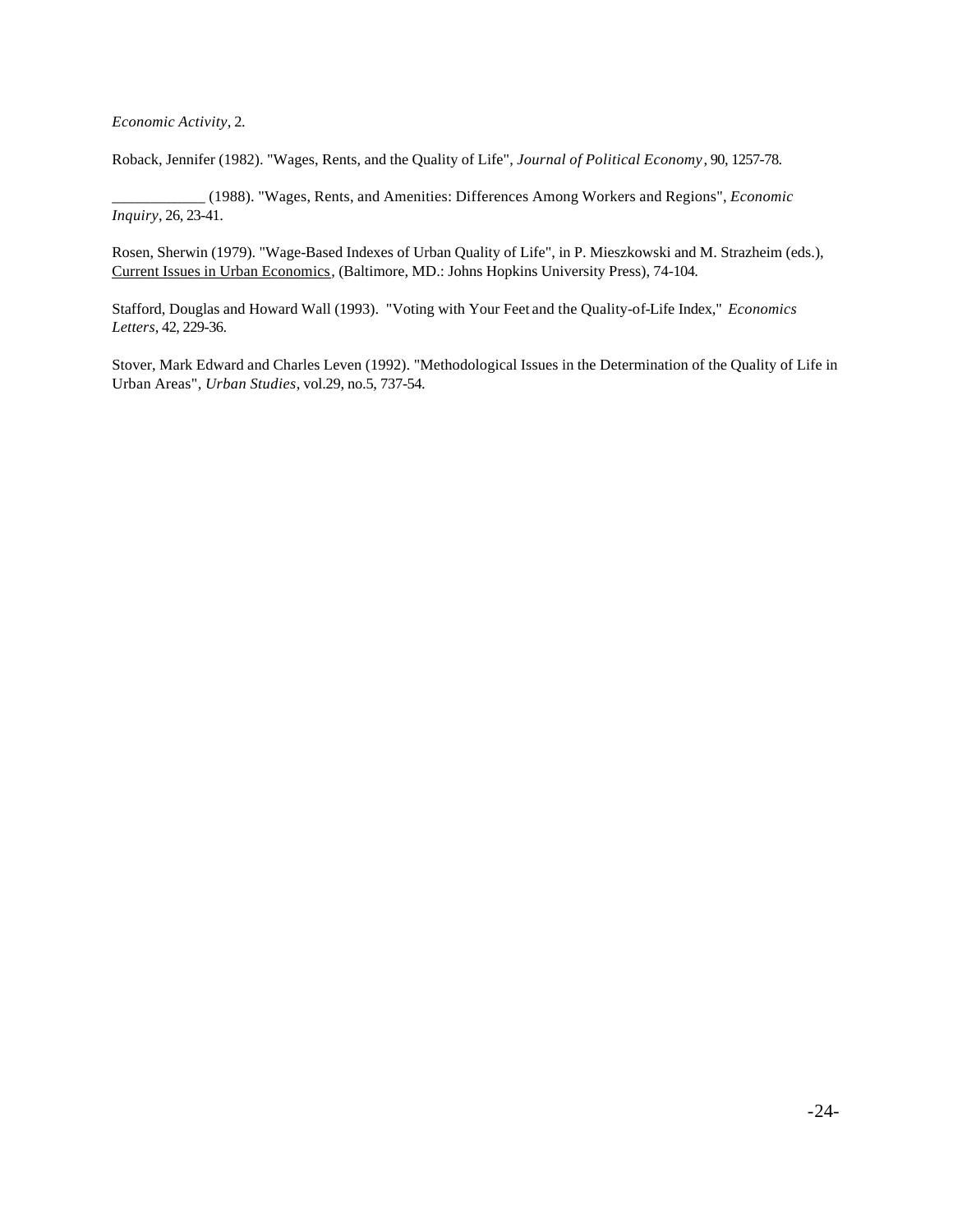*Economic Activity*, 2.

Roback, Jennifer (1982). "Wages, Rents, and the Quality of Life", *Journal of Political Economy*, 90, 1257-78.

____________ (1988). "Wages, Rents, and Amenities: Differences Among Workers and Regions", *Economic Inquiry*, 26, 23-41.

Rosen, Sherwin (1979). "Wage-Based Indexes of Urban Quality of Life", in P. Mieszkowski and M. Strazheim (eds.), <u>Current Issues in Urban Economics</u>, (Baltimore, MD.: Johns Hopkins University Press), 74-104.

Stafford, Douglas and Howard Wall (1993). "Voting with Your Feet and the Quality-of-Life Index," *Economics Letters*, 42, 229-36.

Stover, Mark Edward and Charles Leven (1992). "Methodological Issues in the Determination of the Quality of Life in Urban Areas", *Urban Studies*, vol.29, no.5, 737-54.